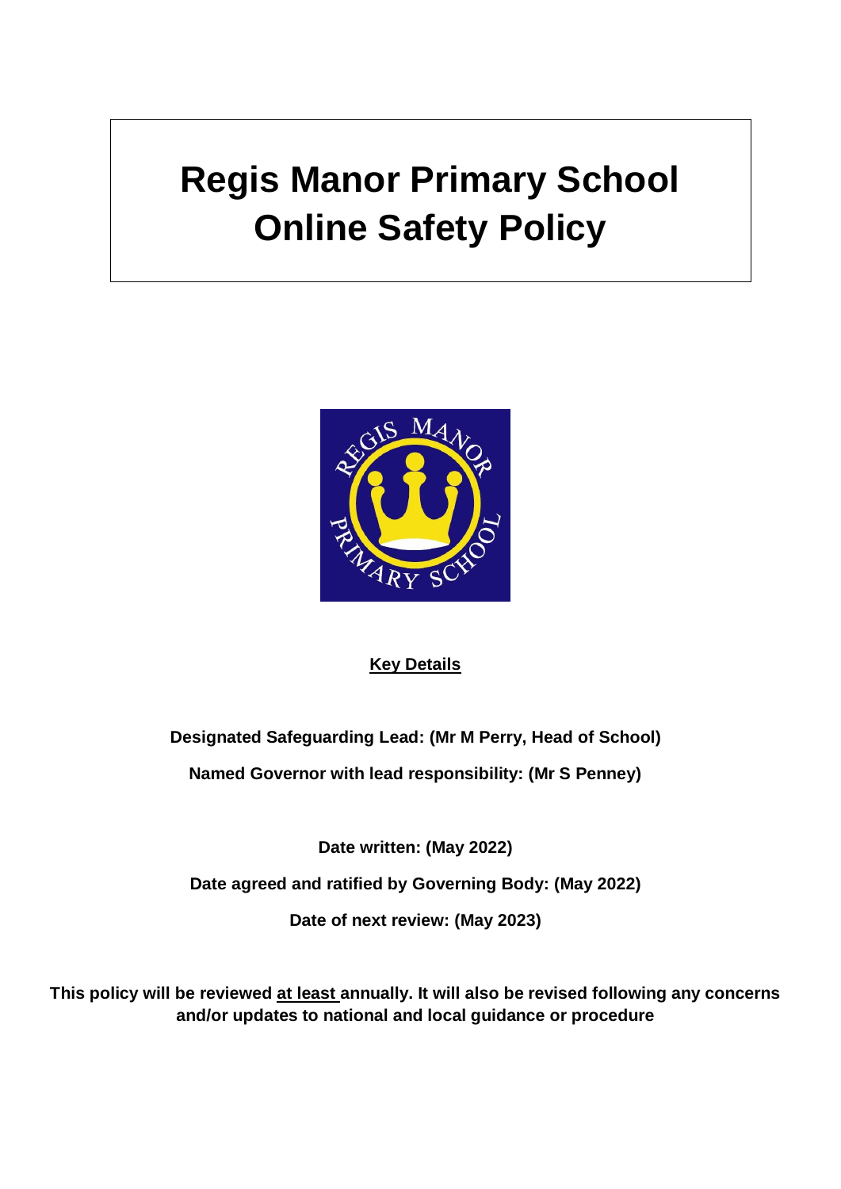# Regis Manor Primary School Online Safety Policy

**Key Details**

**Designated Safeguarding Lead: (Mr M Perry, Head of School)**

**Named Governor with lead responsibility: (Mr S Penney)**

**Date written: (May 2022)**

**Date agreed and ratified by Governing Body: (May 2022)**

**Date of next review: (May 2023)**

**This policy will be reviewed at least annually. It will also be revised following any concerns and/or updates to national and local guidance or procedure**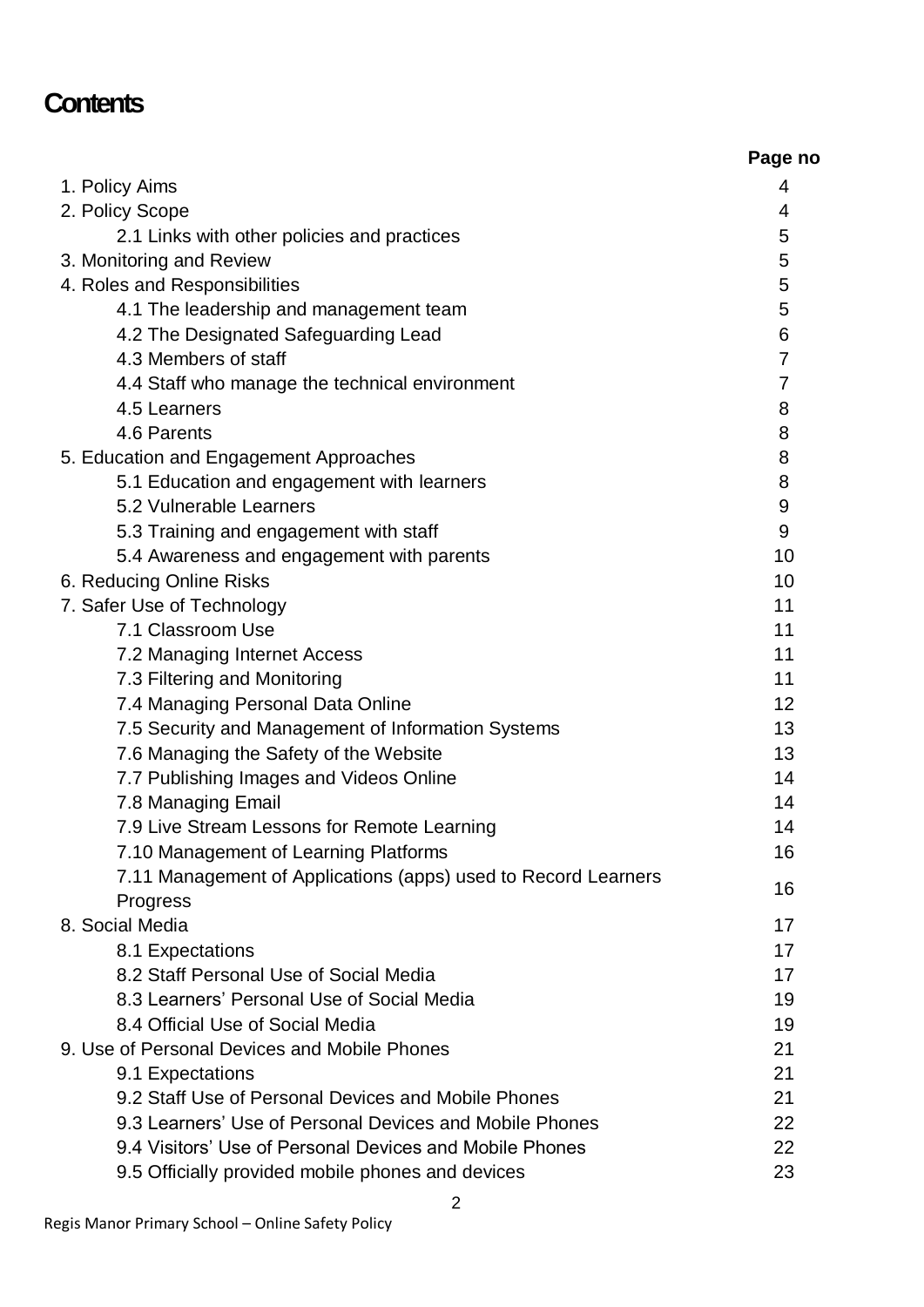# Contents

| | Page no |
|---|---|
| 1. Policy Aims | 4 |
| 2. Policy Scope | 4 |
| 2.1 Links with other policies and practices | 5 |
| 3. Monitoring and Review | 5 |
| 4. Roles and Responsibilities | 5 |
| 4.1 The leadership and management team | 5 |
| 4.2 The Designated Safeguarding Lead | 6 |
| 4.3 Members of staff | 7 |
| 4.4 Staff who manage the technical environment | 7 |
| 4.5 Learners | 8 |
| 4.6 Parents | 8 |
| 5. Education and Engagement Approaches | 8 |
| 5.1 Education and engagement with learners | 8 |
| 5.2 Vulnerable Learners | 9 |
| 5.3 Training and engagement with staff | 9 |
| 5.4 Awareness and engagement with parents | 10 |
| 6. Reducing Online Risks | 10 |
| 7. Safer Use of Technology | 11 |
| 7.1 Classroom Use | 11 |
| 7.2 Managing Internet Access | 11 |
| 7.3 Filtering and Monitoring | 11 |
| 7.4 Managing Personal Data Online | 12 |
| 7.5 Security and Management of Information Systems | 13 |
| 7.6 Managing the Safety of the Website | 13 |
| 7.7 Publishing Images and Videos Online | 14 |
| 7.8 Managing Email | 14 |
| 7.9 Live Stream Lessons for Remote Learning | 14 |
| 7.10 Management of Learning Platforms | 16 |
| 7.11 Management of Applications (apps) used to Record Learners Progress | 16 |
| 8. Social Media | 17 |
| 8.1 Expectations | 17 |
| 8.2 Staff Personal Use of Social Media | 17 |
| 8.3 Learners' Personal Use of Social Media | 19 |
| 8.4 Official Use of Social Media | 19 |
| 9. Use of Personal Devices and Mobile Phones | 21 |
| 9.1 Expectations | 21 |
| 9.2 Staff Use of Personal Devices and Mobile Phones | 21 |
| 9.3 Learners' Use of Personal Devices and Mobile Phones | 22 |
| 9.4 Visitors' Use of Personal Devices and Mobile Phones | 22 |
| 9.5 Officially provided mobile phones and devices | 23 |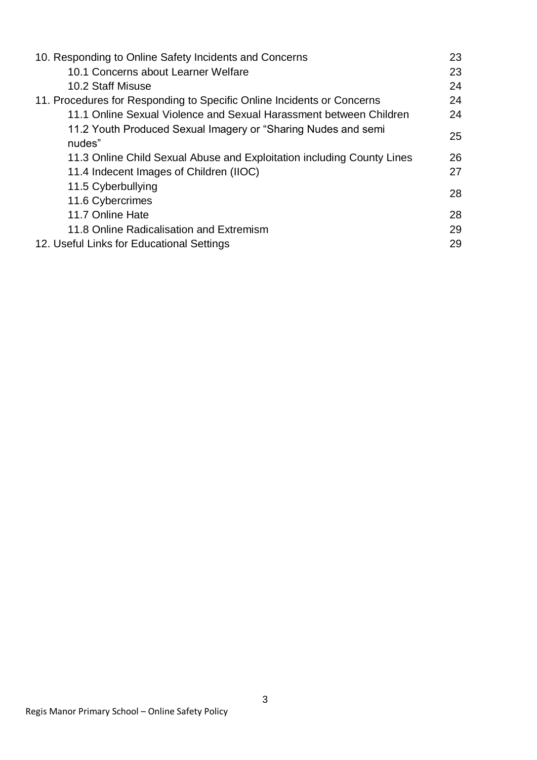| | |
|---|---|
| 10. Responding to Online Safety Incidents and Concerns | 23 |
| &nbsp;&nbsp;&nbsp;&nbsp;10.1 Concerns about Learner Welfare | 23 |
| &nbsp;&nbsp;&nbsp;&nbsp;10.2 Staff Misuse | 24 |
| 11. Procedures for Responding to Specific Online Incidents or Concerns | 24 |
| &nbsp;&nbsp;&nbsp;&nbsp;11.1 Online Sexual Violence and Sexual Harassment between Children | 24 |
| &nbsp;&nbsp;&nbsp;&nbsp;11.2 Youth Produced Sexual Imagery or "Sharing Nudes and semi nudes" | 25 |
| &nbsp;&nbsp;&nbsp;&nbsp;11.3 Online Child Sexual Abuse and Exploitation including County Lines | 26 |
| &nbsp;&nbsp;&nbsp;&nbsp;11.4 Indecent Images of Children (IIOC) | 27 |
| &nbsp;&nbsp;&nbsp;&nbsp;11.5 Cyberbullying<br>&nbsp;&nbsp;&nbsp;&nbsp;11.6 Cybercrimes | 28 |
| &nbsp;&nbsp;&nbsp;&nbsp;11.7 Online Hate | 28 |
| &nbsp;&nbsp;&nbsp;&nbsp;11.8 Online Radicalisation and Extremism | 29 |
| 12. Useful Links for Educational Settings | 29 |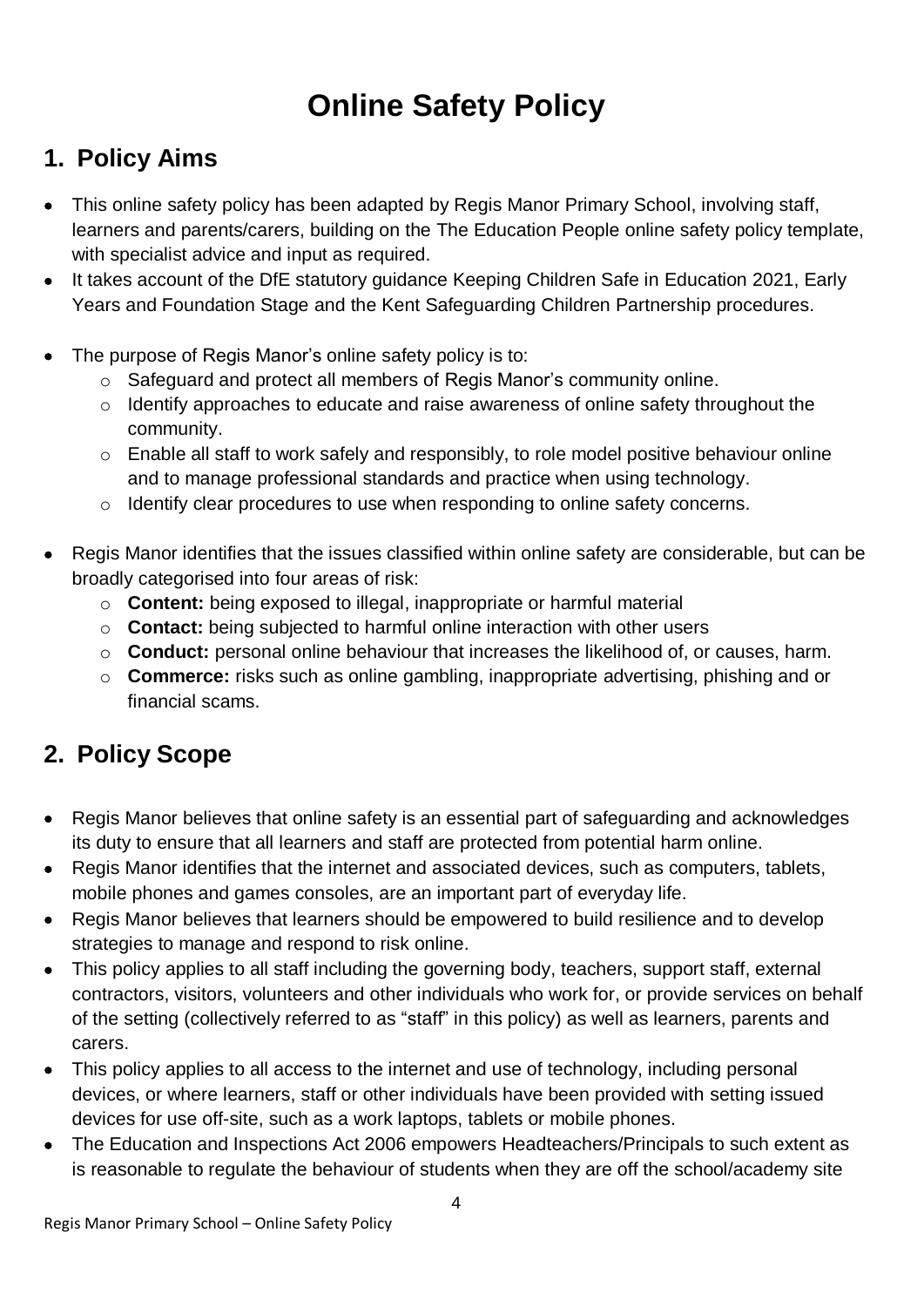# Online Safety Policy

## 1. Policy Aims

- This online safety policy has been adapted by Regis Manor Primary School, involving staff, learners and parents/carers, building on the The Education People online safety policy template, with specialist advice and input as required.
- It takes account of the DfE statutory guidance Keeping Children Safe in Education 2021, Early Years and Foundation Stage and the Kent Safeguarding Children Partnership procedures.

- The purpose of Regis Manor's online safety policy is to:
  - Safeguard and protect all members of Regis Manor's community online.
  - Identify approaches to educate and raise awareness of online safety throughout the community.
  - Enable all staff to work safely and responsibly, to role model positive behaviour online and to manage professional standards and practice when using technology.
  - Identify clear procedures to use when responding to online safety concerns.

- Regis Manor identifies that the issues classified within online safety are considerable, but can be broadly categorised into four areas of risk:
  - **Content:** being exposed to illegal, inappropriate or harmful material
  - **Contact:** being subjected to harmful online interaction with other users
  - **Conduct:** personal online behaviour that increases the likelihood of, or causes, harm.
  - **Commerce:** risks such as online gambling, inappropriate advertising, phishing and or financial scams.

## 2. Policy Scope

- Regis Manor believes that online safety is an essential part of safeguarding and acknowledges its duty to ensure that all learners and staff are protected from potential harm online.
- Regis Manor identifies that the internet and associated devices, such as computers, tablets, mobile phones and games consoles, are an important part of everyday life.
- Regis Manor believes that learners should be empowered to build resilience and to develop strategies to manage and respond to risk online.
- This policy applies to all staff including the governing body, teachers, support staff, external contractors, visitors, volunteers and other individuals who work for, or provide services on behalf of the setting (collectively referred to as "staff" in this policy) as well as learners, parents and carers.
- This policy applies to all access to the internet and use of technology, including personal devices, or where learners, staff or other individuals have been provided with setting issued devices for use off-site, such as a work laptops, tablets or mobile phones.
- The Education and Inspections Act 2006 empowers Headteachers/Principals to such extent as is reasonable to regulate the behaviour of students when they are off the school/academy site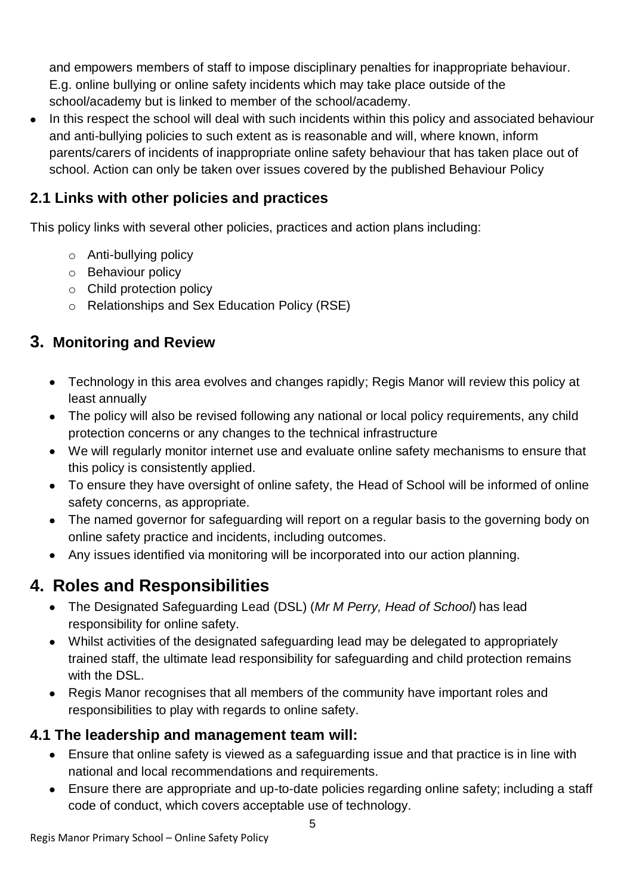and empowers members of staff to impose disciplinary penalties for inappropriate behaviour. E.g. online bullying or online safety incidents which may take place outside of the school/academy but is linked to member of the school/academy.

- In this respect the school will deal with such incidents within this policy and associated behaviour and anti-bullying policies to such extent as is reasonable and will, where known, inform parents/carers of incidents of inappropriate online safety behaviour that has taken place out of school. Action can only be taken over issues covered by the published Behaviour Policy

### 2.1 Links with other policies and practices

This policy links with several other policies, practices and action plans including:

- Anti-bullying policy
- Behaviour policy
- Child protection policy
- Relationships and Sex Education Policy (RSE)

## 3. Monitoring and Review

- Technology in this area evolves and changes rapidly; Regis Manor will review this policy at least annually
- The policy will also be revised following any national or local policy requirements, any child protection concerns or any changes to the technical infrastructure
- We will regularly monitor internet use and evaluate online safety mechanisms to ensure that this policy is consistently applied.
- To ensure they have oversight of online safety, the Head of School will be informed of online safety concerns, as appropriate.
- The named governor for safeguarding will report on a regular basis to the governing body on online safety practice and incidents, including outcomes.
- Any issues identified via monitoring will be incorporated into our action planning.

# 4. Roles and Responsibilities

- The Designated Safeguarding Lead (DSL) (*Mr M Perry, Head of School*) has lead responsibility for online safety.
- Whilst activities of the designated safeguarding lead may be delegated to appropriately trained staff, the ultimate lead responsibility for safeguarding and child protection remains with the DSL.
- Regis Manor recognises that all members of the community have important roles and responsibilities to play with regards to online safety.

### 4.1 The leadership and management team will:

- Ensure that online safety is viewed as a safeguarding issue and that practice is in line with national and local recommendations and requirements.
- Ensure there are appropriate and up-to-date policies regarding online safety; including a staff code of conduct, which covers acceptable use of technology.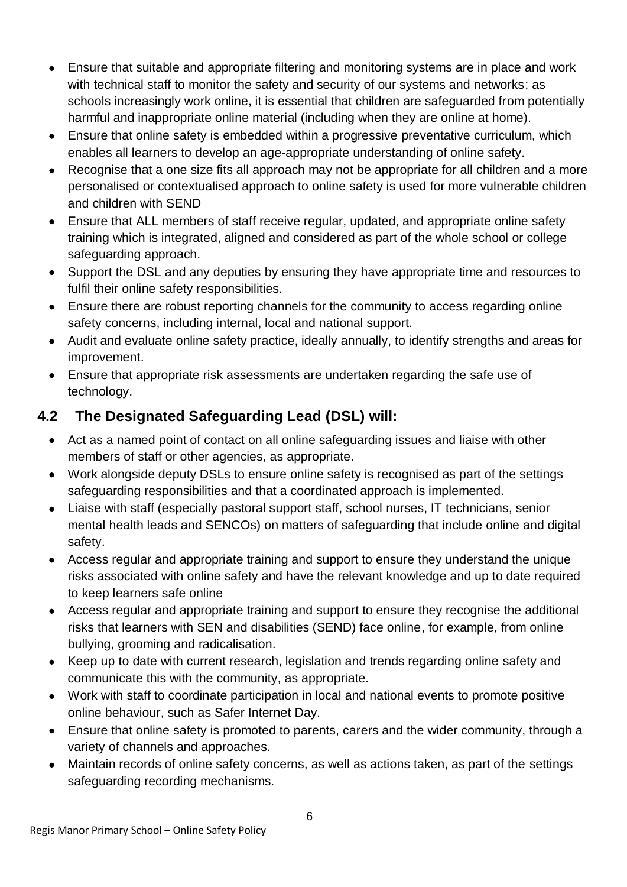- Ensure that suitable and appropriate filtering and monitoring systems are in place and work with technical staff to monitor the safety and security of our systems and networks; as schools increasingly work online, it is essential that children are safeguarded from potentially harmful and inappropriate online material (including when they are online at home).
- Ensure that online safety is embedded within a progressive preventative curriculum, which enables all learners to develop an age-appropriate understanding of online safety.
- Recognise that a one size fits all approach may not be appropriate for all children and a more personalised or contextualised approach to online safety is used for more vulnerable children and children with SEND
- Ensure that ALL members of staff receive regular, updated, and appropriate online safety training which is integrated, aligned and considered as part of the whole school or college safeguarding approach.
- Support the DSL and any deputies by ensuring they have appropriate time and resources to fulfil their online safety responsibilities.
- Ensure there are robust reporting channels for the community to access regarding online safety concerns, including internal, local and national support.
- Audit and evaluate online safety practice, ideally annually, to identify strengths and areas for improvement.
- Ensure that appropriate risk assessments are undertaken regarding the safe use of technology.

## 4.2 The Designated Safeguarding Lead (DSL) will:

- Act as a named point of contact on all online safeguarding issues and liaise with other members of staff or other agencies, as appropriate.
- Work alongside deputy DSLs to ensure online safety is recognised as part of the settings safeguarding responsibilities and that a coordinated approach is implemented.
- Liaise with staff (especially pastoral support staff, school nurses, IT technicians, senior mental health leads and SENCOs) on matters of safeguarding that include online and digital safety.
- Access regular and appropriate training and support to ensure they understand the unique risks associated with online safety and have the relevant knowledge and up to date required to keep learners safe online
- Access regular and appropriate training and support to ensure they recognise the additional risks that learners with SEN and disabilities (SEND) face online, for example, from online bullying, grooming and radicalisation.
- Keep up to date with current research, legislation and trends regarding online safety and communicate this with the community, as appropriate.
- Work with staff to coordinate participation in local and national events to promote positive online behaviour, such as Safer Internet Day.
- Ensure that online safety is promoted to parents, carers and the wider community, through a variety of channels and approaches.
- Maintain records of online safety concerns, as well as actions taken, as part of the settings safeguarding recording mechanisms.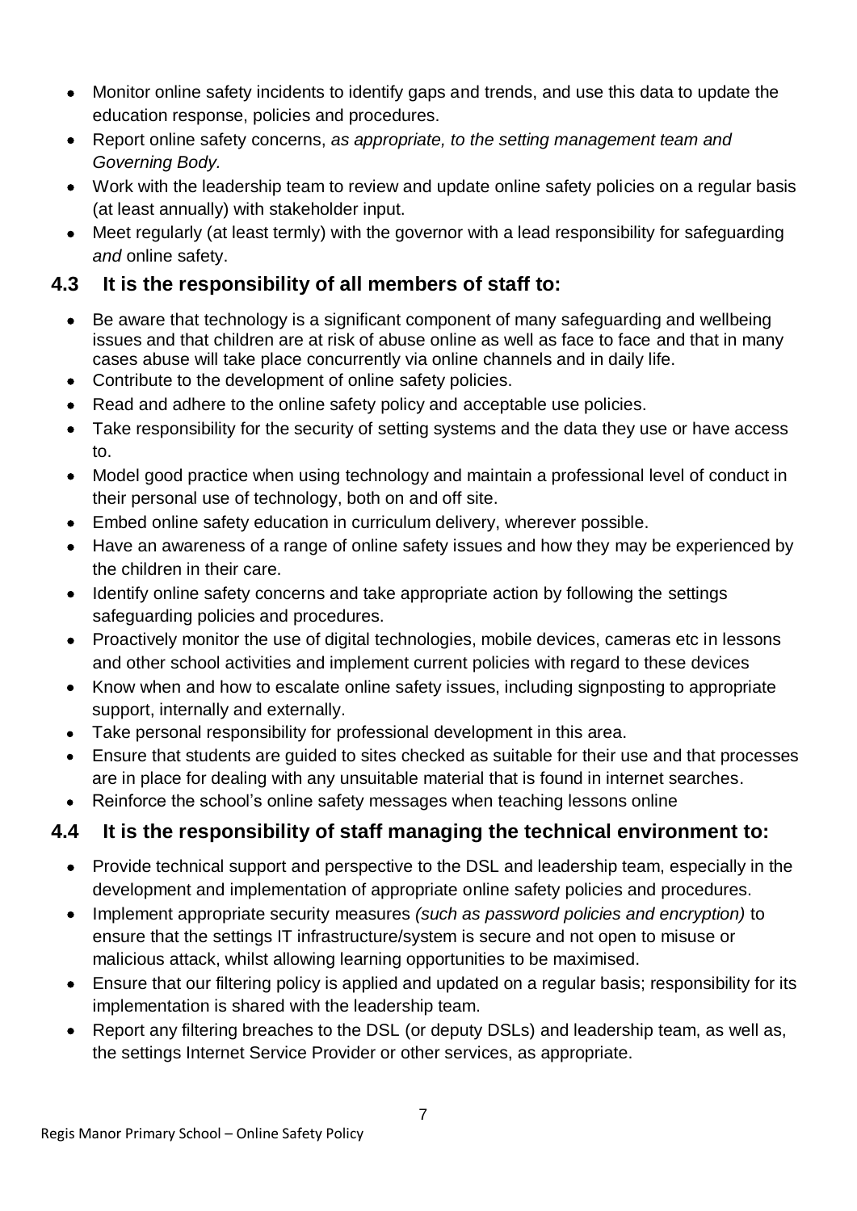- Monitor online safety incidents to identify gaps and trends, and use this data to update the education response, policies and procedures.
- Report online safety concerns, *as appropriate, to the setting management team and Governing Body.*
- Work with the leadership team to review and update online safety policies on a regular basis (at least annually) with stakeholder input.
- Meet regularly (at least termly) with the governor with a lead responsibility for safeguarding *and* online safety.

## 4.3 It is the responsibility of all members of staff to:

- Be aware that technology is a significant component of many safeguarding and wellbeing issues and that children are at risk of abuse online as well as face to face and that in many cases abuse will take place concurrently via online channels and in daily life.
- Contribute to the development of online safety policies.
- Read and adhere to the online safety policy and acceptable use policies.
- Take responsibility for the security of setting systems and the data they use or have access to.
- Model good practice when using technology and maintain a professional level of conduct in their personal use of technology, both on and off site.
- Embed online safety education in curriculum delivery, wherever possible.
- Have an awareness of a range of online safety issues and how they may be experienced by the children in their care.
- Identify online safety concerns and take appropriate action by following the settings safeguarding policies and procedures.
- Proactively monitor the use of digital technologies, mobile devices, cameras etc in lessons and other school activities and implement current policies with regard to these devices
- Know when and how to escalate online safety issues, including signposting to appropriate support, internally and externally.
- Take personal responsibility for professional development in this area.
- Ensure that students are guided to sites checked as suitable for their use and that processes are in place for dealing with any unsuitable material that is found in internet searches.
- Reinforce the school's online safety messages when teaching lessons online

## 4.4 It is the responsibility of staff managing the technical environment to:

- Provide technical support and perspective to the DSL and leadership team, especially in the development and implementation of appropriate online safety policies and procedures.
- Implement appropriate security measures *(such as password policies and encryption)* to ensure that the settings IT infrastructure/system is secure and not open to misuse or malicious attack, whilst allowing learning opportunities to be maximised.
- Ensure that our filtering policy is applied and updated on a regular basis; responsibility for its implementation is shared with the leadership team.
- Report any filtering breaches to the DSL (or deputy DSLs) and leadership team, as well as, the settings Internet Service Provider or other services, as appropriate.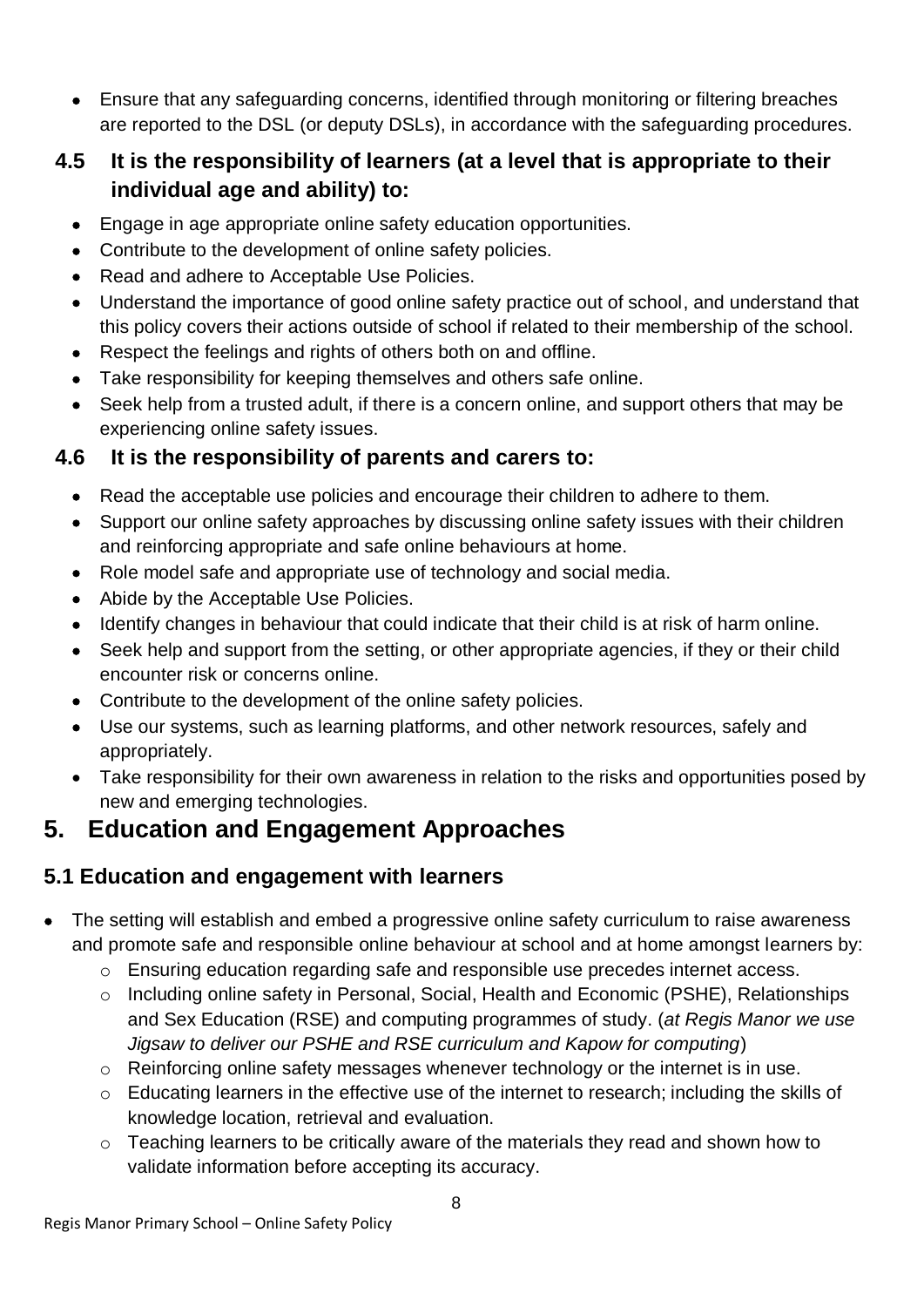- Ensure that any safeguarding concerns, identified through monitoring or filtering breaches are reported to the DSL (or deputy DSLs), in accordance with the safeguarding procedures.

### 4.5 It is the responsibility of learners (at a level that is appropriate to their individual age and ability) to:

- Engage in age appropriate online safety education opportunities.
- Contribute to the development of online safety policies.
- Read and adhere to Acceptable Use Policies.
- Understand the importance of good online safety practice out of school, and understand that this policy covers their actions outside of school if related to their membership of the school.
- Respect the feelings and rights of others both on and offline.
- Take responsibility for keeping themselves and others safe online.
- Seek help from a trusted adult, if there is a concern online, and support others that may be experiencing online safety issues.

### 4.6 It is the responsibility of parents and carers to:

- Read the acceptable use policies and encourage their children to adhere to them.
- Support our online safety approaches by discussing online safety issues with their children and reinforcing appropriate and safe online behaviours at home.
- Role model safe and appropriate use of technology and social media.
- Abide by the Acceptable Use Policies.
- Identify changes in behaviour that could indicate that their child is at risk of harm online.
- Seek help and support from the setting, or other appropriate agencies, if they or their child encounter risk or concerns online.
- Contribute to the development of the online safety policies.
- Use our systems, such as learning platforms, and other network resources, safely and appropriately.
- Take responsibility for their own awareness in relation to the risks and opportunities posed by new and emerging technologies.

## 5. Education and Engagement Approaches

### 5.1 Education and engagement with learners

- The setting will establish and embed a progressive online safety curriculum to raise awareness and promote safe and responsible online behaviour at school and at home amongst learners by:
  - Ensuring education regarding safe and responsible use precedes internet access.
  - Including online safety in Personal, Social, Health and Economic (PSHE), Relationships and Sex Education (RSE) and computing programmes of study. (*at Regis Manor we use Jigsaw to deliver our PSHE and RSE curriculum and Kapow for computing*)
  - Reinforcing online safety messages whenever technology or the internet is in use.
  - Educating learners in the effective use of the internet to research; including the skills of knowledge location, retrieval and evaluation.
  - Teaching learners to be critically aware of the materials they read and shown how to validate information before accepting its accuracy.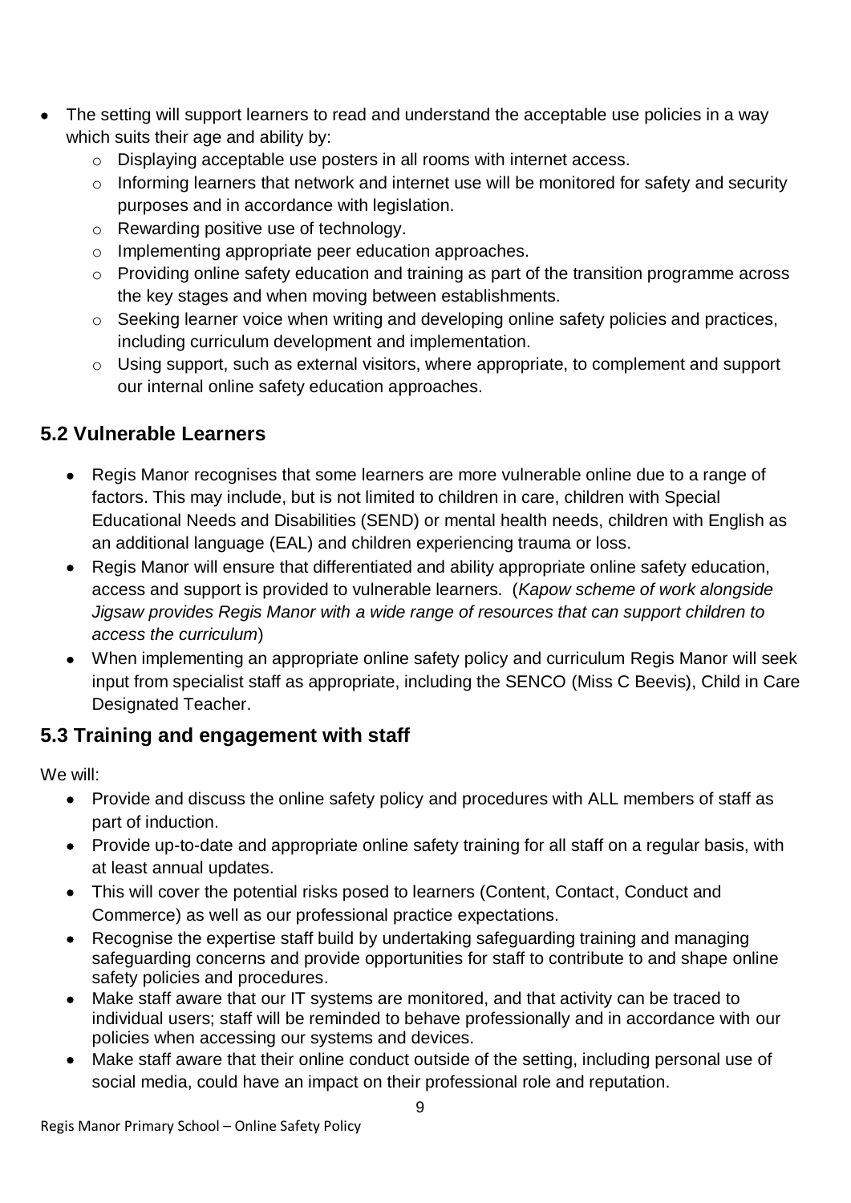- The setting will support learners to read and understand the acceptable use policies in a way which suits their age and ability by:
  - Displaying acceptable use posters in all rooms with internet access.
  - Informing learners that network and internet use will be monitored for safety and security purposes and in accordance with legislation.
  - Rewarding positive use of technology.
  - Implementing appropriate peer education approaches.
  - Providing online safety education and training as part of the transition programme across the key stages and when moving between establishments.
  - Seeking learner voice when writing and developing online safety policies and practices, including curriculum development and implementation.
  - Using support, such as external visitors, where appropriate, to complement and support our internal online safety education approaches.

## 5.2 Vulnerable Learners

- Regis Manor recognises that some learners are more vulnerable online due to a range of factors. This may include, but is not limited to children in care, children with Special Educational Needs and Disabilities (SEND) or mental health needs, children with English as an additional language (EAL) and children experiencing trauma or loss.
- Regis Manor will ensure that differentiated and ability appropriate online safety education, access and support is provided to vulnerable learners. (*Kapow scheme of work alongside Jigsaw provides Regis Manor with a wide range of resources that can support children to access the curriculum*)
- When implementing an appropriate online safety policy and curriculum Regis Manor will seek input from specialist staff as appropriate, including the SENCO (Miss C Beevis), Child in Care Designated Teacher.

## 5.3 Training and engagement with staff

We will:

- Provide and discuss the online safety policy and procedures with ALL members of staff as part of induction.
- Provide up-to-date and appropriate online safety training for all staff on a regular basis, with at least annual updates.
- This will cover the potential risks posed to learners (Content, Contact, Conduct and Commerce) as well as our professional practice expectations.
- Recognise the expertise staff build by undertaking safeguarding training and managing safeguarding concerns and provide opportunities for staff to contribute to and shape online safety policies and procedures.
- Make staff aware that our IT systems are monitored, and that activity can be traced to individual users; staff will be reminded to behave professionally and in accordance with our policies when accessing our systems and devices.
- Make staff aware that their online conduct outside of the setting, including personal use of social media, could have an impact on their professional role and reputation.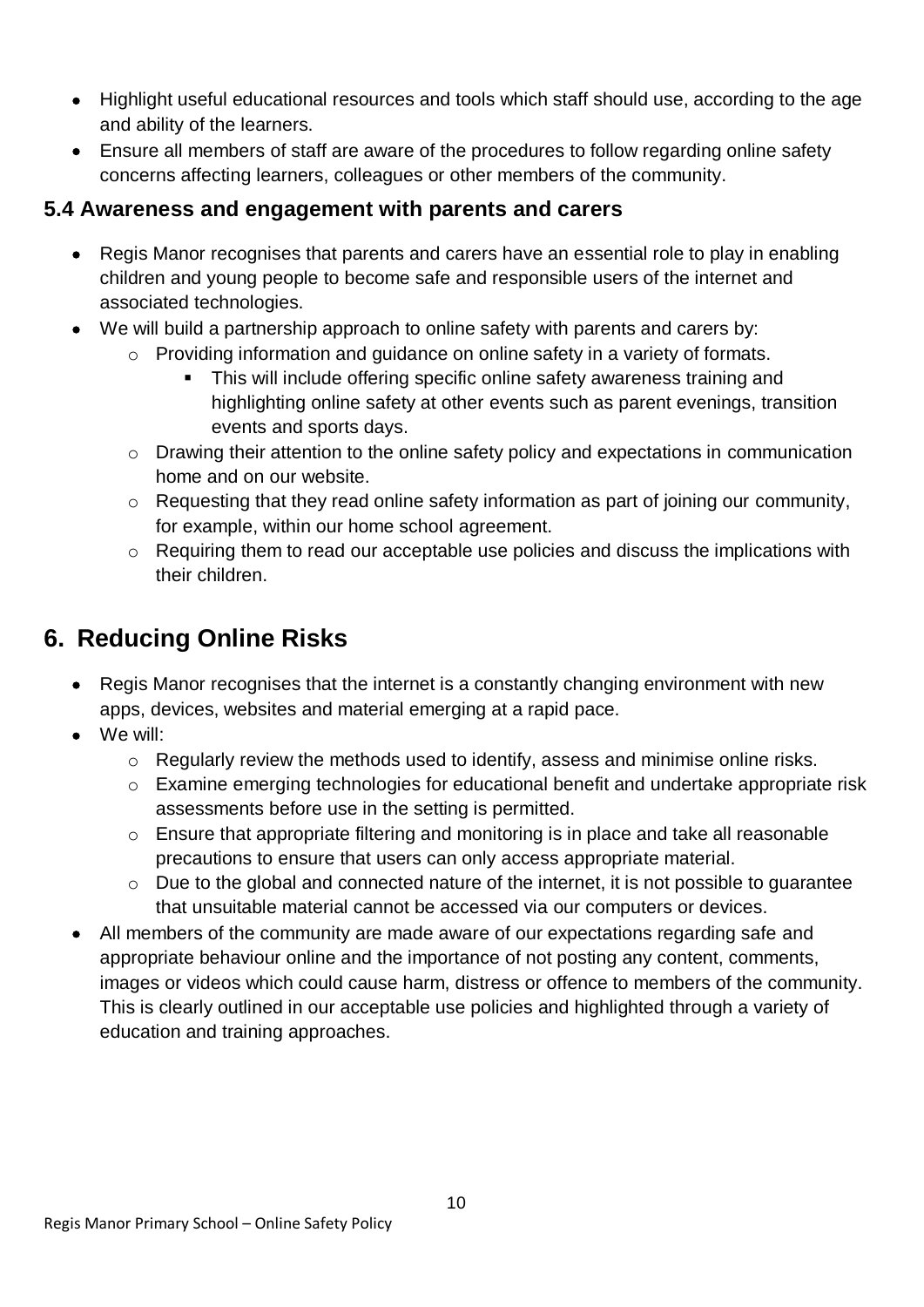- Highlight useful educational resources and tools which staff should use, according to the age and ability of the learners.
- Ensure all members of staff are aware of the procedures to follow regarding online safety concerns affecting learners, colleagues or other members of the community.

### 5.4 Awareness and engagement with parents and carers

- Regis Manor recognises that parents and carers have an essential role to play in enabling children and young people to become safe and responsible users of the internet and associated technologies.
- We will build a partnership approach to online safety with parents and carers by:
  - Providing information and guidance on online safety in a variety of formats.
    - This will include offering specific online safety awareness training and highlighting online safety at other events such as parent evenings, transition events and sports days.
  - Drawing their attention to the online safety policy and expectations in communication home and on our website.
  - Requesting that they read online safety information as part of joining our community, for example, within our home school agreement.
  - Requiring them to read our acceptable use policies and discuss the implications with their children.

## 6. Reducing Online Risks

- Regis Manor recognises that the internet is a constantly changing environment with new apps, devices, websites and material emerging at a rapid pace.
- We will:
  - Regularly review the methods used to identify, assess and minimise online risks.
  - Examine emerging technologies for educational benefit and undertake appropriate risk assessments before use in the setting is permitted.
  - Ensure that appropriate filtering and monitoring is in place and take all reasonable precautions to ensure that users can only access appropriate material.
  - Due to the global and connected nature of the internet, it is not possible to guarantee that unsuitable material cannot be accessed via our computers or devices.
- All members of the community are made aware of our expectations regarding safe and appropriate behaviour online and the importance of not posting any content, comments, images or videos which could cause harm, distress or offence to members of the community. This is clearly outlined in our acceptable use policies and highlighted through a variety of education and training approaches.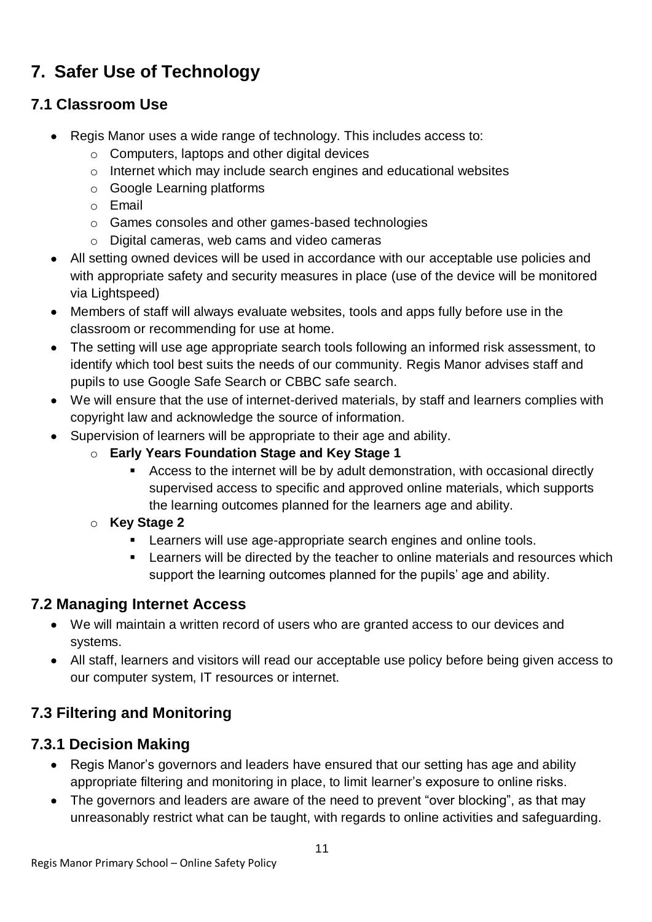# 7. Safer Use of Technology

## 7.1 Classroom Use

- Regis Manor uses a wide range of technology. This includes access to:
  - Computers, laptops and other digital devices
  - Internet which may include search engines and educational websites
  - Google Learning platforms
  - Email
  - Games consoles and other games-based technologies
  - Digital cameras, web cams and video cameras
- All setting owned devices will be used in accordance with our acceptable use policies and with appropriate safety and security measures in place (use of the device will be monitored via Lightspeed)
- Members of staff will always evaluate websites, tools and apps fully before use in the classroom or recommending for use at home.
- The setting will use age appropriate search tools following an informed risk assessment, to identify which tool best suits the needs of our community. Regis Manor advises staff and pupils to use Google Safe Search or CBBC safe search.
- We will ensure that the use of internet-derived materials, by staff and learners complies with copyright law and acknowledge the source of information.
- Supervision of learners will be appropriate to their age and ability.
  - **Early Years Foundation Stage and Key Stage 1**
    - Access to the internet will be by adult demonstration, with occasional directly supervised access to specific and approved online materials, which supports the learning outcomes planned for the learners age and ability.
  - **Key Stage 2**
    - Learners will use age-appropriate search engines and online tools.
    - Learners will be directed by the teacher to online materials and resources which support the learning outcomes planned for the pupils' age and ability.

## 7.2 Managing Internet Access

- We will maintain a written record of users who are granted access to our devices and systems.
- All staff, learners and visitors will read our acceptable use policy before being given access to our computer system, IT resources or internet.

## 7.3 Filtering and Monitoring

### 7.3.1 Decision Making

- Regis Manor's governors and leaders have ensured that our setting has age and ability appropriate filtering and monitoring in place, to limit learner's exposure to online risks.
- The governors and leaders are aware of the need to prevent "over blocking", as that may unreasonably restrict what can be taught, with regards to online activities and safeguarding.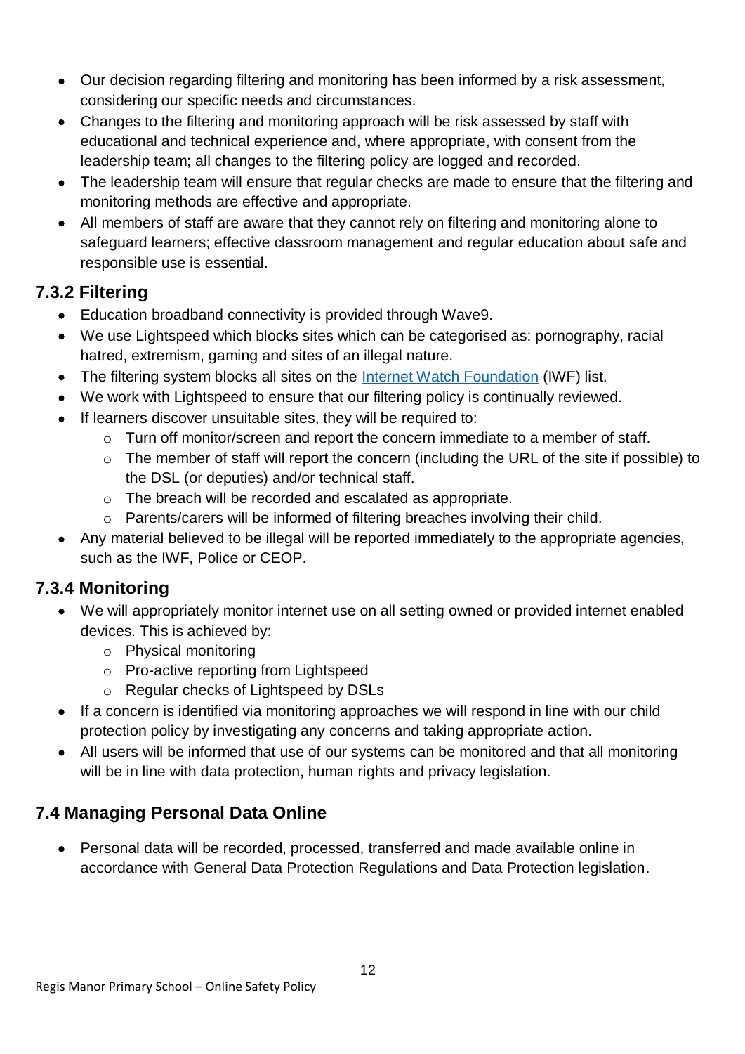- Our decision regarding filtering and monitoring has been informed by a risk assessment, considering our specific needs and circumstances.
- Changes to the filtering and monitoring approach will be risk assessed by staff with educational and technical experience and, where appropriate, with consent from the leadership team; all changes to the filtering policy are logged and recorded.
- The leadership team will ensure that regular checks are made to ensure that the filtering and monitoring methods are effective and appropriate.
- All members of staff are aware that they cannot rely on filtering and monitoring alone to safeguard learners; effective classroom management and regular education about safe and responsible use is essential.

### 7.3.2 Filtering

- Education broadband connectivity is provided through Wave9.
- We use Lightspeed which blocks sites which can be categorised as: pornography, racial hatred, extremism, gaming and sites of an illegal nature.
- The filtering system blocks all sites on the [Internet Watch Foundation](https://www.iwf.org.uk) (IWF) list.
- We work with Lightspeed to ensure that our filtering policy is continually reviewed.
- If learners discover unsuitable sites, they will be required to:
  - Turn off monitor/screen and report the concern immediate to a member of staff.
  - The member of staff will report the concern (including the URL of the site if possible) to the DSL (or deputies) and/or technical staff.
  - The breach will be recorded and escalated as appropriate.
  - Parents/carers will be informed of filtering breaches involving their child.
- Any material believed to be illegal will be reported immediately to the appropriate agencies, such as the IWF, Police or CEOP.

### 7.3.4 Monitoring

- We will appropriately monitor internet use on all setting owned or provided internet enabled devices. This is achieved by:
  - Physical monitoring
  - Pro-active reporting from Lightspeed
  - Regular checks of Lightspeed by DSLs
- If a concern is identified via monitoring approaches we will respond in line with our child protection policy by investigating any concerns and taking appropriate action.
- All users will be informed that use of our systems can be monitored and that all monitoring will be in line with data protection, human rights and privacy legislation.

## 7.4 Managing Personal Data Online

- Personal data will be recorded, processed, transferred and made available online in accordance with General Data Protection Regulations and Data Protection legislation.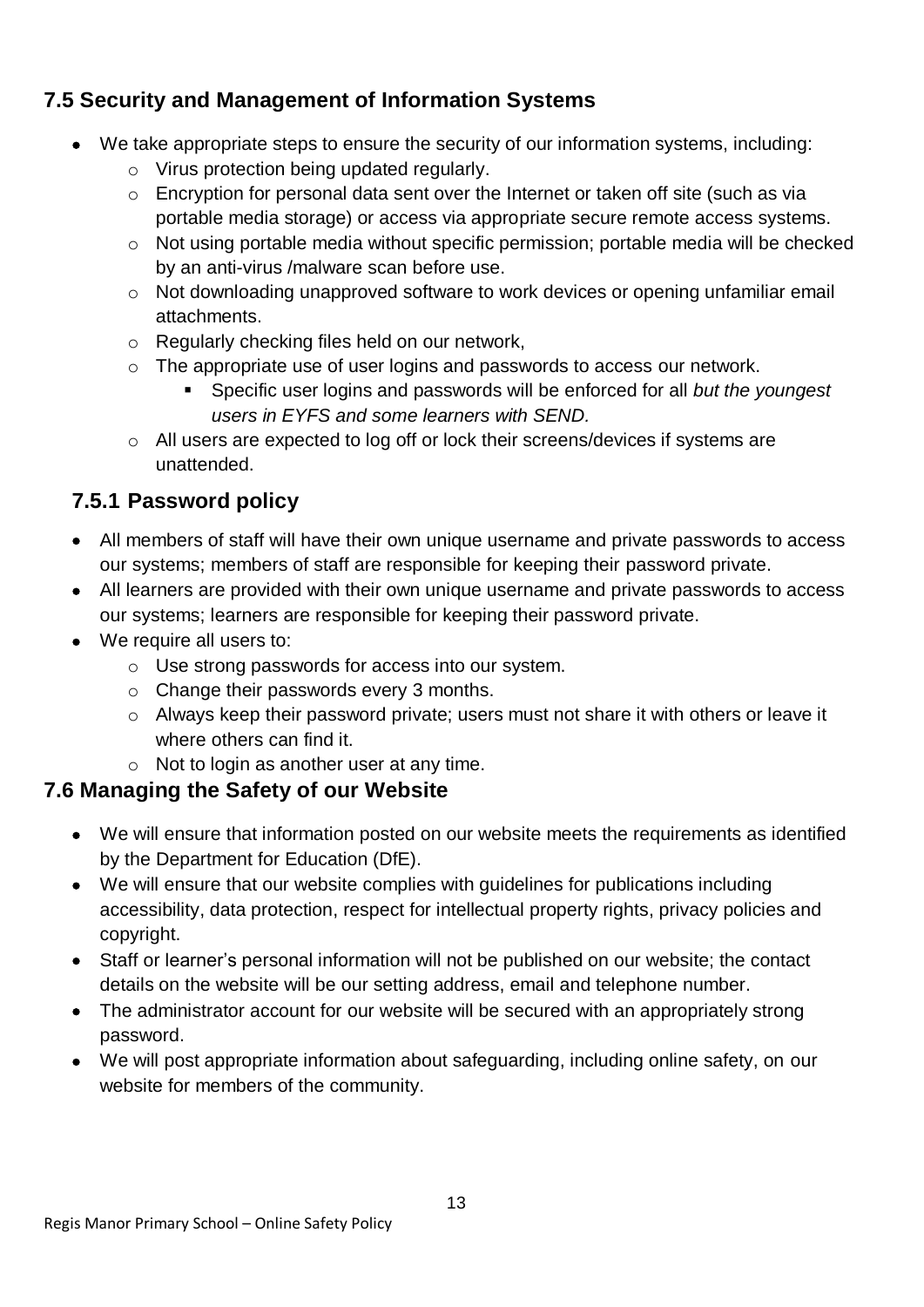## 7.5 Security and Management of Information Systems

- We take appropriate steps to ensure the security of our information systems, including:
  - Virus protection being updated regularly.
  - Encryption for personal data sent over the Internet or taken off site (such as via portable media storage) or access via appropriate secure remote access systems.
  - Not using portable media without specific permission; portable media will be checked by an anti-virus /malware scan before use.
  - Not downloading unapproved software to work devices or opening unfamiliar email attachments.
  - Regularly checking files held on our network,
  - The appropriate use of user logins and passwords to access our network.
    - Specific user logins and passwords will be enforced for all *but the youngest users in EYFS and some learners with SEND.*
  - All users are expected to log off or lock their screens/devices if systems are unattended.

### 7.5.1 Password policy

- All members of staff will have their own unique username and private passwords to access our systems; members of staff are responsible for keeping their password private.
- All learners are provided with their own unique username and private passwords to access our systems; learners are responsible for keeping their password private.
- We require all users to:
  - Use strong passwords for access into our system.
  - Change their passwords every 3 months.
  - Always keep their password private; users must not share it with others or leave it where others can find it.
  - Not to login as another user at any time.

## 7.6 Managing the Safety of our Website

- We will ensure that information posted on our website meets the requirements as identified by the Department for Education (DfE).
- We will ensure that our website complies with guidelines for publications including accessibility, data protection, respect for intellectual property rights, privacy policies and copyright.
- Staff or learner's personal information will not be published on our website; the contact details on the website will be our setting address, email and telephone number.
- The administrator account for our website will be secured with an appropriately strong password.
- We will post appropriate information about safeguarding, including online safety, on our website for members of the community.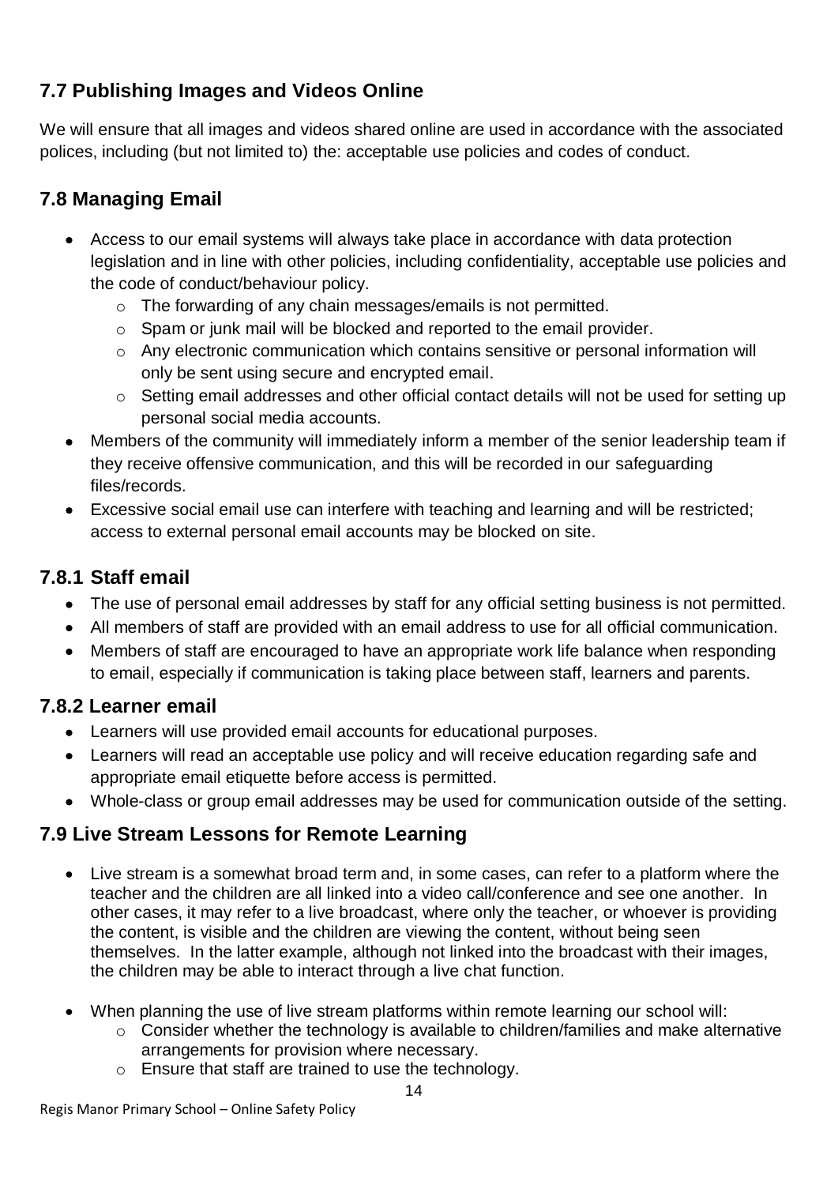## 7.7 Publishing Images and Videos Online

We will ensure that all images and videos shared online are used in accordance with the associated polices, including (but not limited to) the: acceptable use policies and codes of conduct.

## 7.8 Managing Email

- Access to our email systems will always take place in accordance with data protection legislation and in line with other policies, including confidentiality, acceptable use policies and the code of conduct/behaviour policy.
  - The forwarding of any chain messages/emails is not permitted.
  - Spam or junk mail will be blocked and reported to the email provider.
  - Any electronic communication which contains sensitive or personal information will only be sent using secure and encrypted email.
  - Setting email addresses and other official contact details will not be used for setting up personal social media accounts.
- Members of the community will immediately inform a member of the senior leadership team if they receive offensive communication, and this will be recorded in our safeguarding files/records.
- Excessive social email use can interfere with teaching and learning and will be restricted; access to external personal email accounts may be blocked on site.

### 7.8.1 Staff email

- The use of personal email addresses by staff for any official setting business is not permitted.
- All members of staff are provided with an email address to use for all official communication.
- Members of staff are encouraged to have an appropriate work life balance when responding to email, especially if communication is taking place between staff, learners and parents.

### 7.8.2 Learner email

- Learners will use provided email accounts for educational purposes.
- Learners will read an acceptable use policy and will receive education regarding safe and appropriate email etiquette before access is permitted.
- Whole-class or group email addresses may be used for communication outside of the setting.

## 7.9 Live Stream Lessons for Remote Learning

- Live stream is a somewhat broad term and, in some cases, can refer to a platform where the teacher and the children are all linked into a video call/conference and see one another. In other cases, it may refer to a live broadcast, where only the teacher, or whoever is providing the content, is visible and the children are viewing the content, without being seen themselves. In the latter example, although not linked into the broadcast with their images, the children may be able to interact through a live chat function.

- When planning the use of live stream platforms within remote learning our school will:
  - Consider whether the technology is available to children/families and make alternative arrangements for provision where necessary.
  - Ensure that staff are trained to use the technology.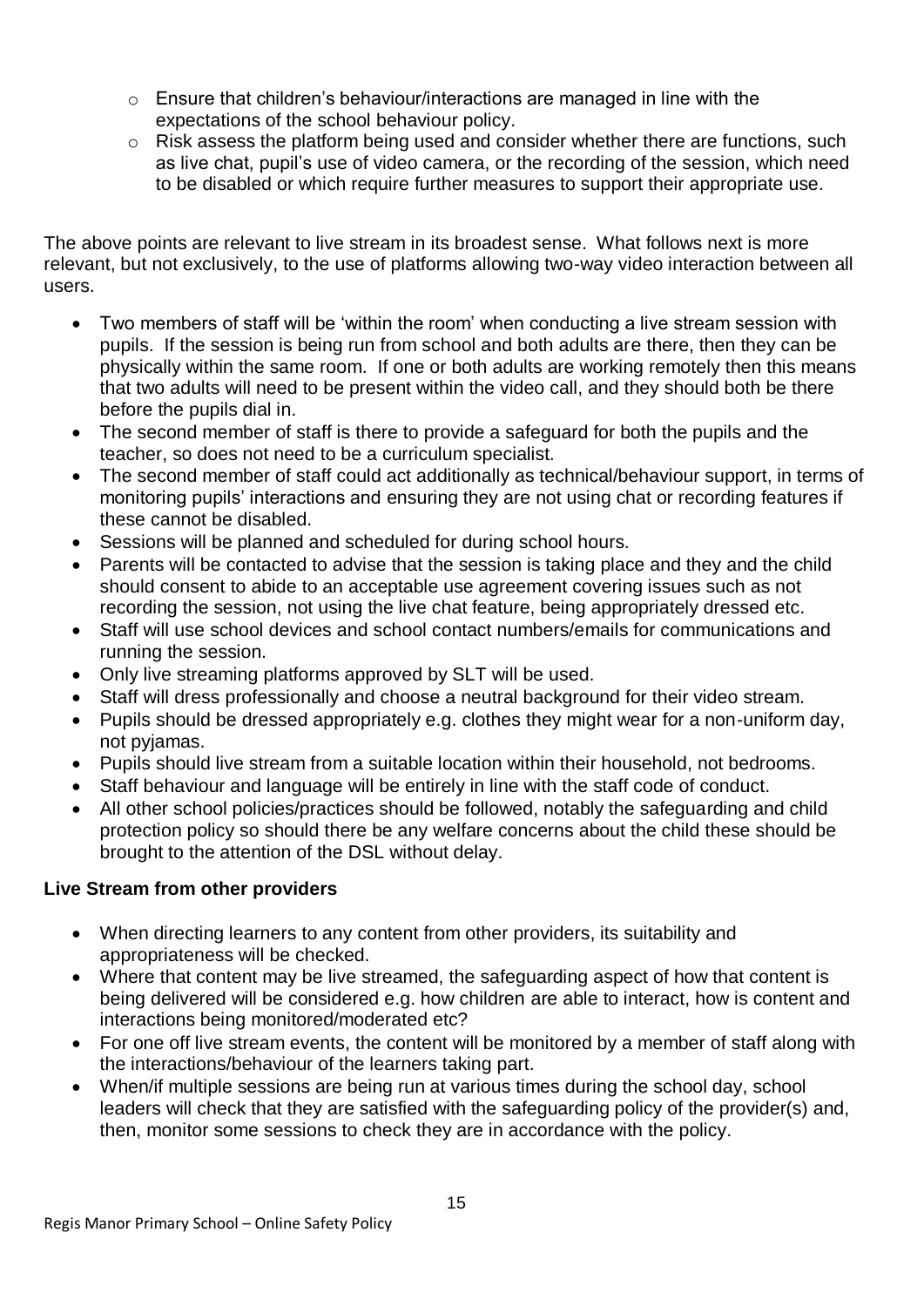- Ensure that children's behaviour/interactions are managed in line with the expectations of the school behaviour policy.
- Risk assess the platform being used and consider whether there are functions, such as live chat, pupil's use of video camera, or the recording of the session, which need to be disabled or which require further measures to support their appropriate use.

The above points are relevant to live stream in its broadest sense. What follows next is more relevant, but not exclusively, to the use of platforms allowing two-way video interaction between all users.

- Two members of staff will be 'within the room' when conducting a live stream session with pupils. If the session is being run from school and both adults are there, then they can be physically within the same room. If one or both adults are working remotely then this means that two adults will need to be present within the video call, and they should both be there before the pupils dial in.
- The second member of staff is there to provide a safeguard for both the pupils and the teacher, so does not need to be a curriculum specialist.
- The second member of staff could act additionally as technical/behaviour support, in terms of monitoring pupils' interactions and ensuring they are not using chat or recording features if these cannot be disabled.
- Sessions will be planned and scheduled for during school hours.
- Parents will be contacted to advise that the session is taking place and they and the child should consent to abide to an acceptable use agreement covering issues such as not recording the session, not using the live chat feature, being appropriately dressed etc.
- Staff will use school devices and school contact numbers/emails for communications and running the session.
- Only live streaming platforms approved by SLT will be used.
- Staff will dress professionally and choose a neutral background for their video stream.
- Pupils should be dressed appropriately e.g. clothes they might wear for a non-uniform day, not pyjamas.
- Pupils should live stream from a suitable location within their household, not bedrooms.
- Staff behaviour and language will be entirely in line with the staff code of conduct.
- All other school policies/practices should be followed, notably the safeguarding and child protection policy so should there be any welfare concerns about the child these should be brought to the attention of the DSL without delay.

**Live Stream from other providers**

- When directing learners to any content from other providers, its suitability and appropriateness will be checked.
- Where that content may be live streamed, the safeguarding aspect of how that content is being delivered will be considered e.g. how children are able to interact, how is content and interactions being monitored/moderated etc?
- For one off live stream events, the content will be monitored by a member of staff along with the interactions/behaviour of the learners taking part.
- When/if multiple sessions are being run at various times during the school day, school leaders will check that they are satisfied with the safeguarding policy of the provider(s) and, then, monitor some sessions to check they are in accordance with the policy.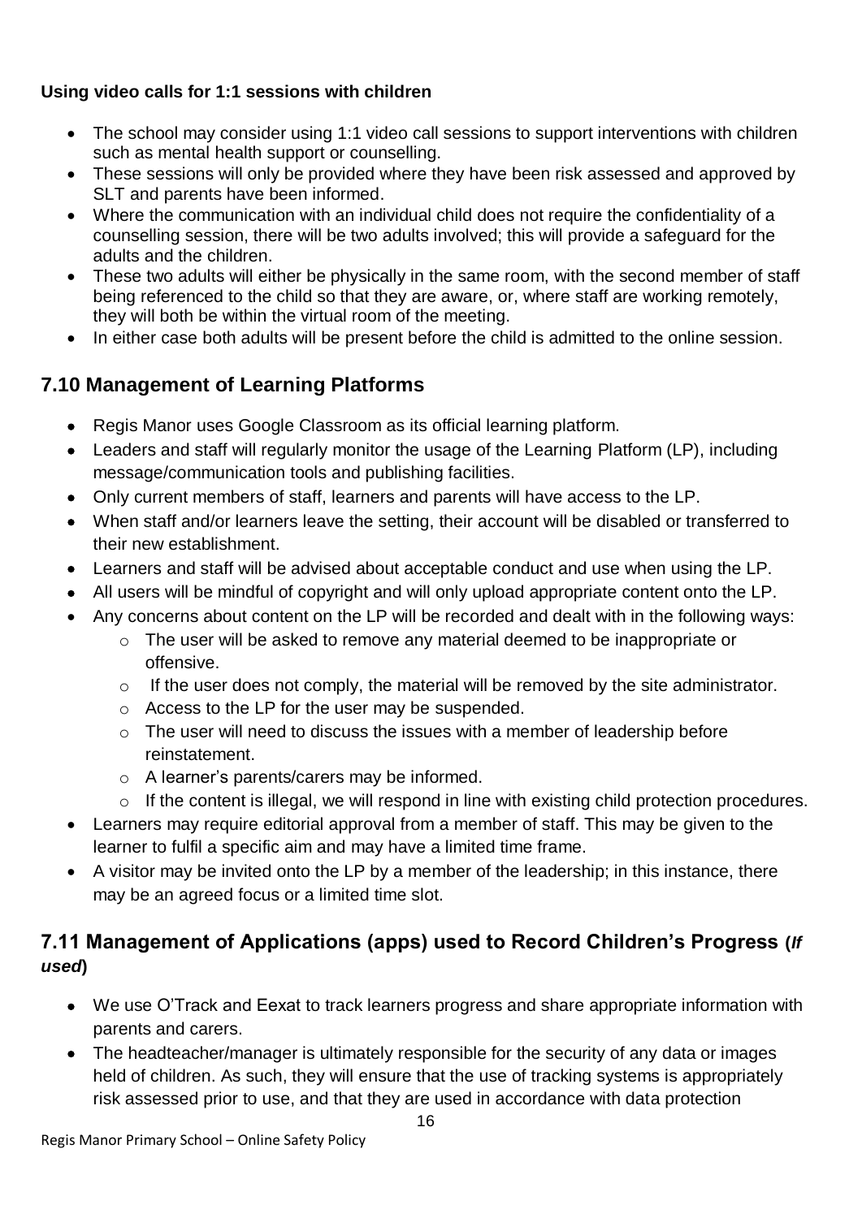**Using video calls for 1:1 sessions with children**

- The school may consider using 1:1 video call sessions to support interventions with children such as mental health support or counselling.
- These sessions will only be provided where they have been risk assessed and approved by SLT and parents have been informed.
- Where the communication with an individual child does not require the confidentiality of a counselling session, there will be two adults involved; this will provide a safeguard for the adults and the children.
- These two adults will either be physically in the same room, with the second member of staff being referenced to the child so that they are aware, or, where staff are working remotely, they will both be within the virtual room of the meeting.
- In either case both adults will be present before the child is admitted to the online session.

## 7.10 Management of Learning Platforms

- Regis Manor uses Google Classroom as its official learning platform.
- Leaders and staff will regularly monitor the usage of the Learning Platform (LP), including message/communication tools and publishing facilities.
- Only current members of staff, learners and parents will have access to the LP.
- When staff and/or learners leave the setting, their account will be disabled or transferred to their new establishment.
- Learners and staff will be advised about acceptable conduct and use when using the LP.
- All users will be mindful of copyright and will only upload appropriate content onto the LP.
- Any concerns about content on the LP will be recorded and dealt with in the following ways:
  - The user will be asked to remove any material deemed to be inappropriate or offensive.
  - If the user does not comply, the material will be removed by the site administrator.
  - Access to the LP for the user may be suspended.
  - The user will need to discuss the issues with a member of leadership before reinstatement.
  - A learner's parents/carers may be informed.
  - If the content is illegal, we will respond in line with existing child protection procedures.
- Learners may require editorial approval from a member of staff. This may be given to the learner to fulfil a specific aim and may have a limited time frame.
- A visitor may be invited onto the LP by a member of the leadership; in this instance, there may be an agreed focus or a limited time slot.

## 7.11 Management of Applications (apps) used to Record Children's Progress (*If used*)

- We use O'Track and Eexat to track learners progress and share appropriate information with parents and carers.
- The headteacher/manager is ultimately responsible for the security of any data or images held of children. As such, they will ensure that the use of tracking systems is appropriately risk assessed prior to use, and that they are used in accordance with data protection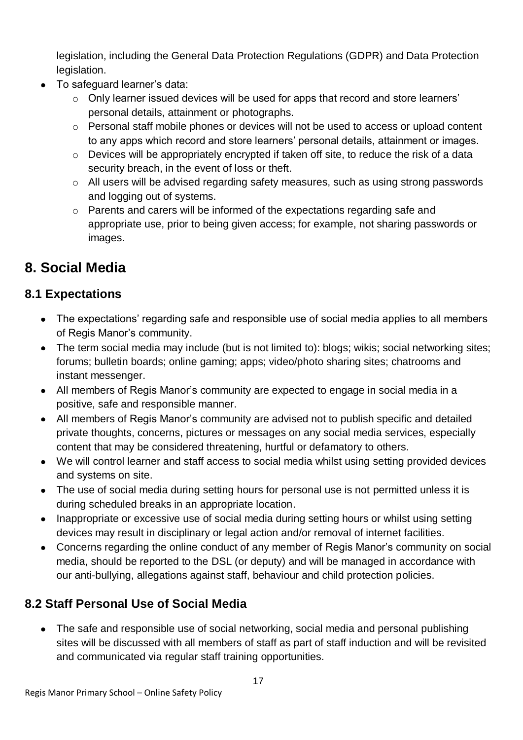legislation, including the General Data Protection Regulations (GDPR) and Data Protection legislation.

- To safeguard learner's data:
  - Only learner issued devices will be used for apps that record and store learners' personal details, attainment or photographs.
  - Personal staff mobile phones or devices will not be used to access or upload content to any apps which record and store learners' personal details, attainment or images.
  - Devices will be appropriately encrypted if taken off site, to reduce the risk of a data security breach, in the event of loss or theft.
  - All users will be advised regarding safety measures, such as using strong passwords and logging out of systems.
  - Parents and carers will be informed of the expectations regarding safe and appropriate use, prior to being given access; for example, not sharing passwords or images.

# 8. Social Media

## 8.1 Expectations

- The expectations' regarding safe and responsible use of social media applies to all members of Regis Manor's community.
- The term social media may include (but is not limited to): blogs; wikis; social networking sites; forums; bulletin boards; online gaming; apps; video/photo sharing sites; chatrooms and instant messenger.
- All members of Regis Manor's community are expected to engage in social media in a positive, safe and responsible manner.
- All members of Regis Manor's community are advised not to publish specific and detailed private thoughts, concerns, pictures or messages on any social media services, especially content that may be considered threatening, hurtful or defamatory to others.
- We will control learner and staff access to social media whilst using setting provided devices and systems on site.
- The use of social media during setting hours for personal use is not permitted unless it is during scheduled breaks in an appropriate location.
- Inappropriate or excessive use of social media during setting hours or whilst using setting devices may result in disciplinary or legal action and/or removal of internet facilities.
- Concerns regarding the online conduct of any member of Regis Manor's community on social media, should be reported to the DSL (or deputy) and will be managed in accordance with our anti-bullying, allegations against staff, behaviour and child protection policies.

## 8.2 Staff Personal Use of Social Media

- The safe and responsible use of social networking, social media and personal publishing sites will be discussed with all members of staff as part of staff induction and will be revisited and communicated via regular staff training opportunities.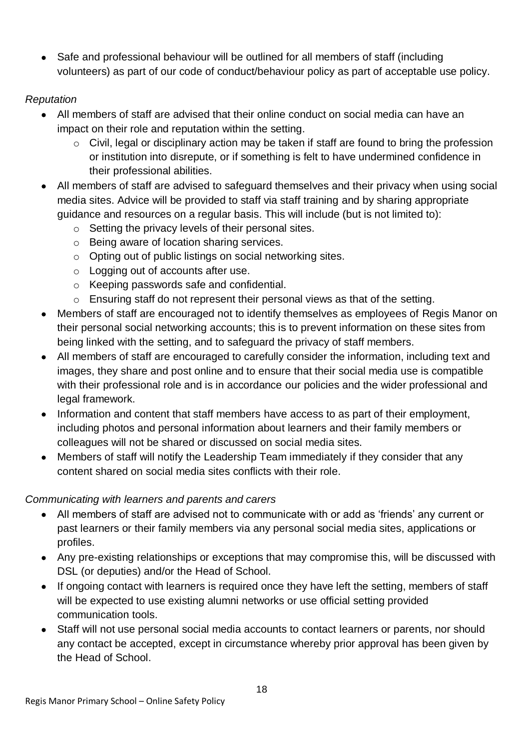- Safe and professional behaviour will be outlined for all members of staff (including volunteers) as part of our code of conduct/behaviour policy as part of acceptable use policy.

*Reputation*

- All members of staff are advised that their online conduct on social media can have an impact on their role and reputation within the setting.
    - Civil, legal or disciplinary action may be taken if staff are found to bring the profession or institution into disrepute, or if something is felt to have undermined confidence in their professional abilities.
- All members of staff are advised to safeguard themselves and their privacy when using social media sites. Advice will be provided to staff via staff training and by sharing appropriate guidance and resources on a regular basis. This will include (but is not limited to):
    - Setting the privacy levels of their personal sites.
    - Being aware of location sharing services.
    - Opting out of public listings on social networking sites.
    - Logging out of accounts after use.
    - Keeping passwords safe and confidential.
    - Ensuring staff do not represent their personal views as that of the setting.
- Members of staff are encouraged not to identify themselves as employees of Regis Manor on their personal social networking accounts; this is to prevent information on these sites from being linked with the setting, and to safeguard the privacy of staff members.
- All members of staff are encouraged to carefully consider the information, including text and images, they share and post online and to ensure that their social media use is compatible with their professional role and is in accordance our policies and the wider professional and legal framework.
- Information and content that staff members have access to as part of their employment, including photos and personal information about learners and their family members or colleagues will not be shared or discussed on social media sites.
- Members of staff will notify the Leadership Team immediately if they consider that any content shared on social media sites conflicts with their role.

*Communicating with learners and parents and carers*

- All members of staff are advised not to communicate with or add as 'friends' any current or past learners or their family members via any personal social media sites, applications or profiles.
- Any pre-existing relationships or exceptions that may compromise this, will be discussed with DSL (or deputies) and/or the Head of School.
- If ongoing contact with learners is required once they have left the setting, members of staff will be expected to use existing alumni networks or use official setting provided communication tools.
- Staff will not use personal social media accounts to contact learners or parents, nor should any contact be accepted, except in circumstance whereby prior approval has been given by the Head of School.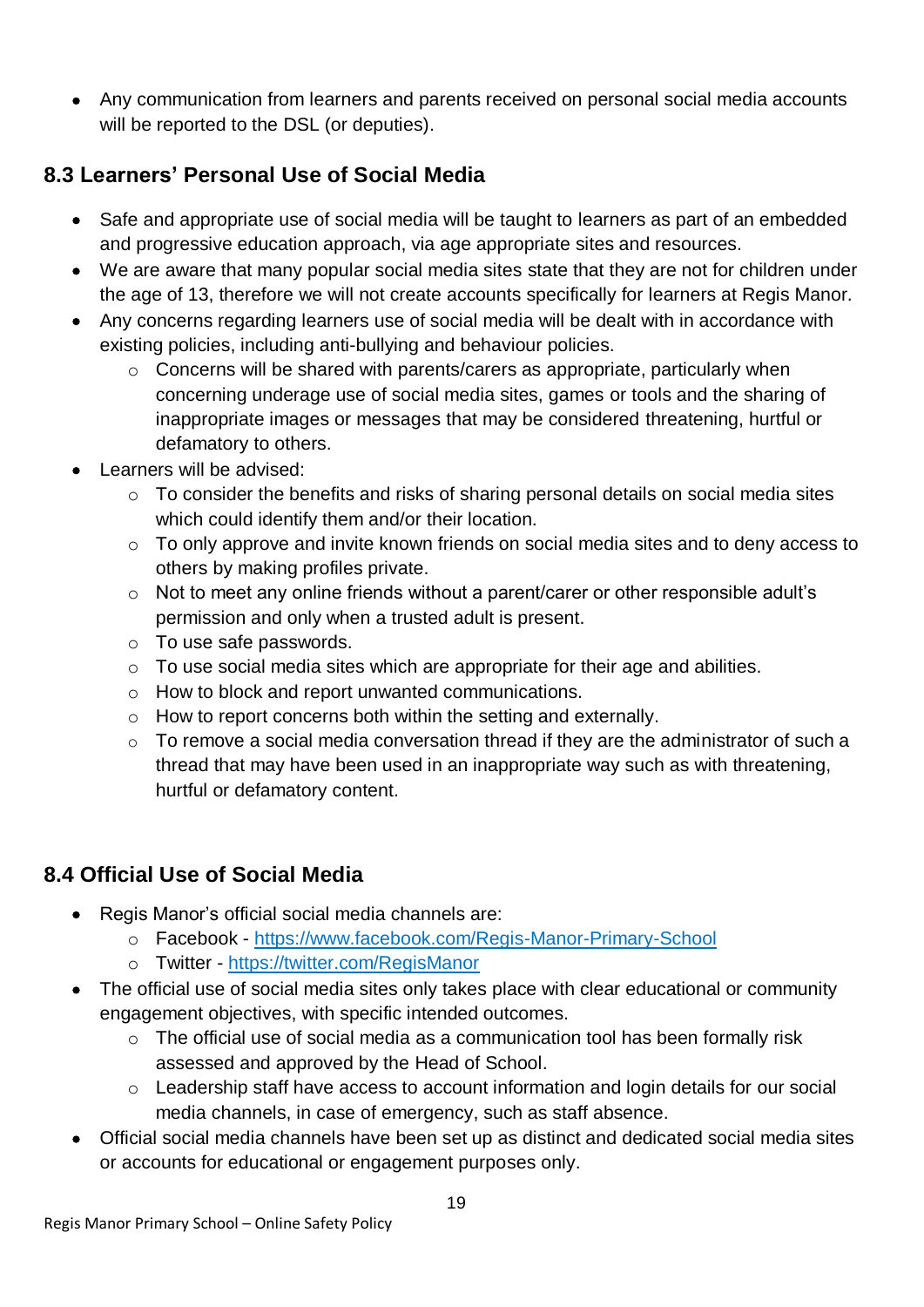- Any communication from learners and parents received on personal social media accounts will be reported to the DSL (or deputies).

## 8.3 Learners' Personal Use of Social Media

- Safe and appropriate use of social media will be taught to learners as part of an embedded and progressive education approach, via age appropriate sites and resources.
- We are aware that many popular social media sites state that they are not for children under the age of 13, therefore we will not create accounts specifically for learners at Regis Manor.
- Any concerns regarding learners use of social media will be dealt with in accordance with existing policies, including anti-bullying and behaviour policies.
    - Concerns will be shared with parents/carers as appropriate, particularly when concerning underage use of social media sites, games or tools and the sharing of inappropriate images or messages that may be considered threatening, hurtful or defamatory to others.
- Learners will be advised:
    - To consider the benefits and risks of sharing personal details on social media sites which could identify them and/or their location.
    - To only approve and invite known friends on social media sites and to deny access to others by making profiles private.
    - Not to meet any online friends without a parent/carer or other responsible adult's permission and only when a trusted adult is present.
    - To use safe passwords.
    - To use social media sites which are appropriate for their age and abilities.
    - How to block and report unwanted communications.
    - How to report concerns both within the setting and externally.
    - To remove a social media conversation thread if they are the administrator of such a thread that may have been used in an inappropriate way such as with threatening, hurtful or defamatory content.

## 8.4 Official Use of Social Media

- Regis Manor's official social media channels are:
    - Facebook - https://www.facebook.com/Regis-Manor-Primary-School
    - Twitter - https://twitter.com/RegisManor
- The official use of social media sites only takes place with clear educational or community engagement objectives, with specific intended outcomes.
    - The official use of social media as a communication tool has been formally risk assessed and approved by the Head of School.
    - Leadership staff have access to account information and login details for our social media channels, in case of emergency, such as staff absence.
- Official social media channels have been set up as distinct and dedicated social media sites or accounts for educational or engagement purposes only.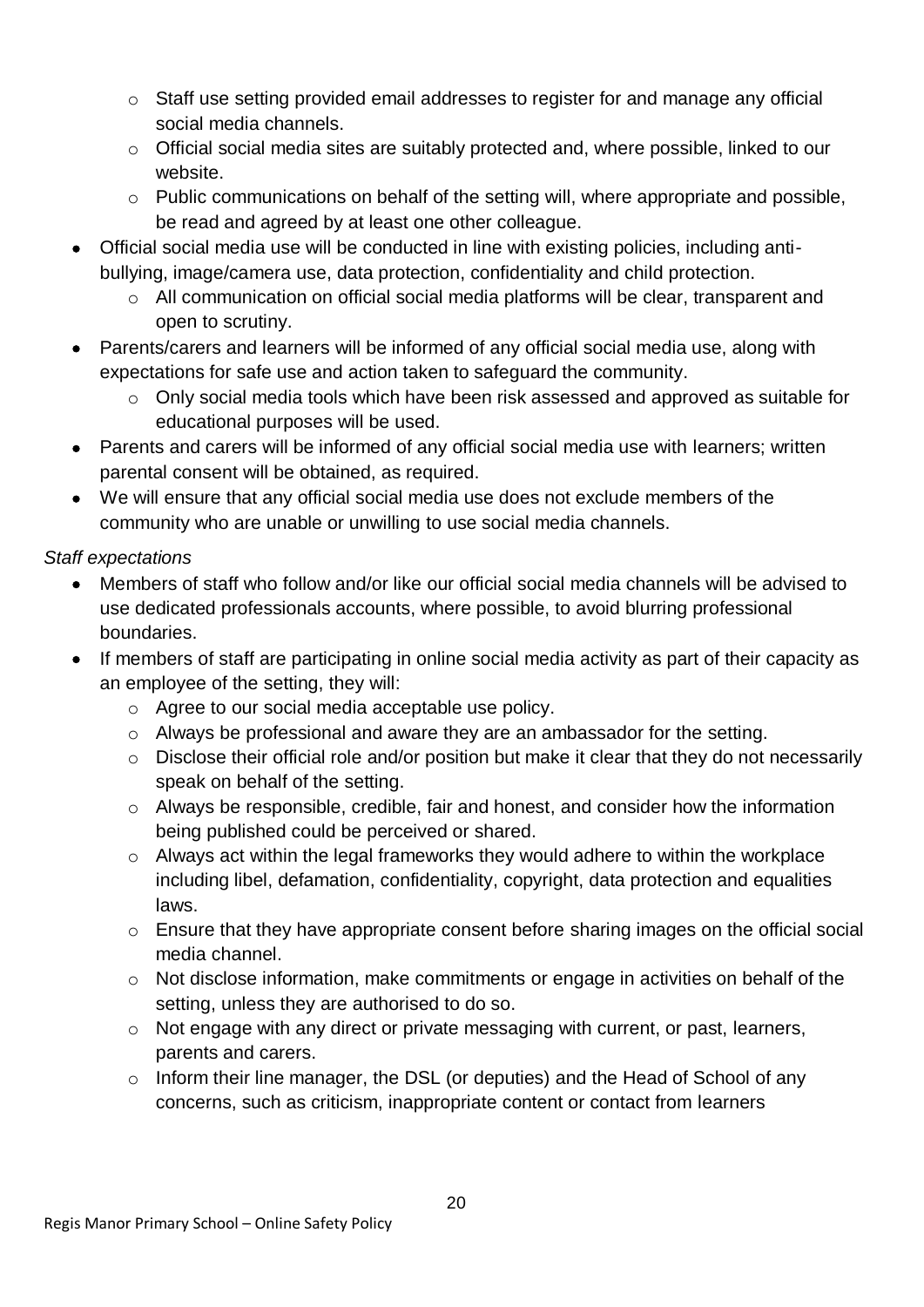- Staff use setting provided email addresses to register for and manage any official social media channels.
  - Official social media sites are suitably protected and, where possible, linked to our website.
  - Public communications on behalf of the setting will, where appropriate and possible, be read and agreed by at least one other colleague.
- Official social media use will be conducted in line with existing policies, including anti-bullying, image/camera use, data protection, confidentiality and child protection.
  - All communication on official social media platforms will be clear, transparent and open to scrutiny.
- Parents/carers and learners will be informed of any official social media use, along with expectations for safe use and action taken to safeguard the community.
  - Only social media tools which have been risk assessed and approved as suitable for educational purposes will be used.
- Parents and carers will be informed of any official social media use with learners; written parental consent will be obtained, as required.
- We will ensure that any official social media use does not exclude members of the community who are unable or unwilling to use social media channels.

*Staff expectations*

- Members of staff who follow and/or like our official social media channels will be advised to use dedicated professionals accounts, where possible, to avoid blurring professional boundaries.
- If members of staff are participating in online social media activity as part of their capacity as an employee of the setting, they will:
  - Agree to our social media acceptable use policy.
  - Always be professional and aware they are an ambassador for the setting.
  - Disclose their official role and/or position but make it clear that they do not necessarily speak on behalf of the setting.
  - Always be responsible, credible, fair and honest, and consider how the information being published could be perceived or shared.
  - Always act within the legal frameworks they would adhere to within the workplace including libel, defamation, confidentiality, copyright, data protection and equalities laws.
  - Ensure that they have appropriate consent before sharing images on the official social media channel.
  - Not disclose information, make commitments or engage in activities on behalf of the setting, unless they are authorised to do so.
  - Not engage with any direct or private messaging with current, or past, learners, parents and carers.
  - Inform their line manager, the DSL (or deputies) and the Head of School of any concerns, such as criticism, inappropriate content or contact from learners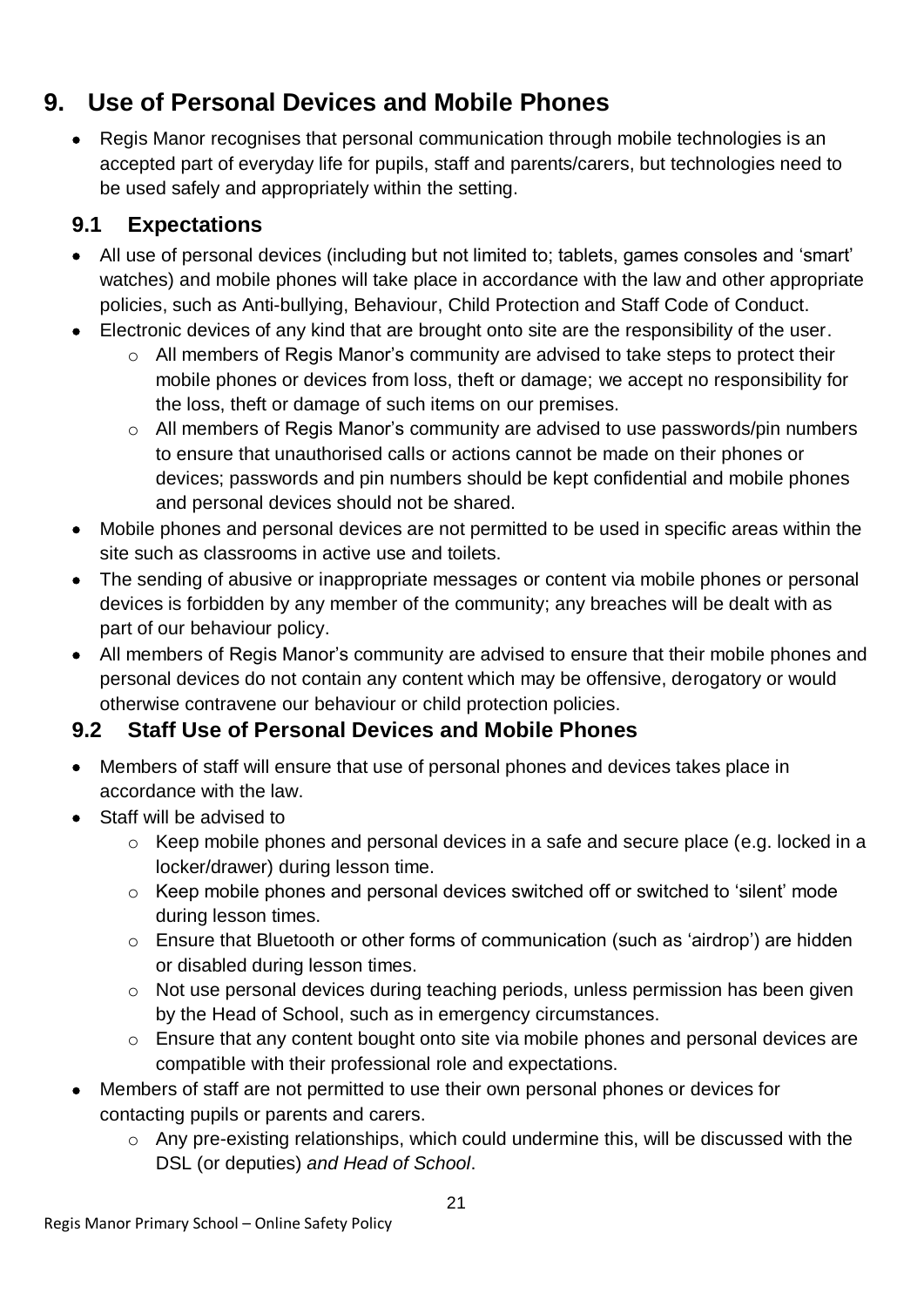# 9. Use of Personal Devices and Mobile Phones

- Regis Manor recognises that personal communication through mobile technologies is an accepted part of everyday life for pupils, staff and parents/carers, but technologies need to be used safely and appropriately within the setting.

## 9.1 Expectations

- All use of personal devices (including but not limited to; tablets, games consoles and 'smart' watches) and mobile phones will take place in accordance with the law and other appropriate policies, such as Anti-bullying, Behaviour, Child Protection and Staff Code of Conduct.
- Electronic devices of any kind that are brought onto site are the responsibility of the user.
    - All members of Regis Manor's community are advised to take steps to protect their mobile phones or devices from loss, theft or damage; we accept no responsibility for the loss, theft or damage of such items on our premises.
    - All members of Regis Manor's community are advised to use passwords/pin numbers to ensure that unauthorised calls or actions cannot be made on their phones or devices; passwords and pin numbers should be kept confidential and mobile phones and personal devices should not be shared.
- Mobile phones and personal devices are not permitted to be used in specific areas within the site such as classrooms in active use and toilets.
- The sending of abusive or inappropriate messages or content via mobile phones or personal devices is forbidden by any member of the community; any breaches will be dealt with as part of our behaviour policy.
- All members of Regis Manor's community are advised to ensure that their mobile phones and personal devices do not contain any content which may be offensive, derogatory or would otherwise contravene our behaviour or child protection policies.

## 9.2 Staff Use of Personal Devices and Mobile Phones

- Members of staff will ensure that use of personal phones and devices takes place in accordance with the law.
- Staff will be advised to
    - Keep mobile phones and personal devices in a safe and secure place (e.g. locked in a locker/drawer) during lesson time.
    - Keep mobile phones and personal devices switched off or switched to 'silent' mode during lesson times.
    - Ensure that Bluetooth or other forms of communication (such as 'airdrop') are hidden or disabled during lesson times.
    - Not use personal devices during teaching periods, unless permission has been given by the Head of School, such as in emergency circumstances.
    - Ensure that any content bought onto site via mobile phones and personal devices are compatible with their professional role and expectations.
- Members of staff are not permitted to use their own personal phones or devices for contacting pupils or parents and carers.
    - Any pre-existing relationships, which could undermine this, will be discussed with the DSL (or deputies) *and Head of School*.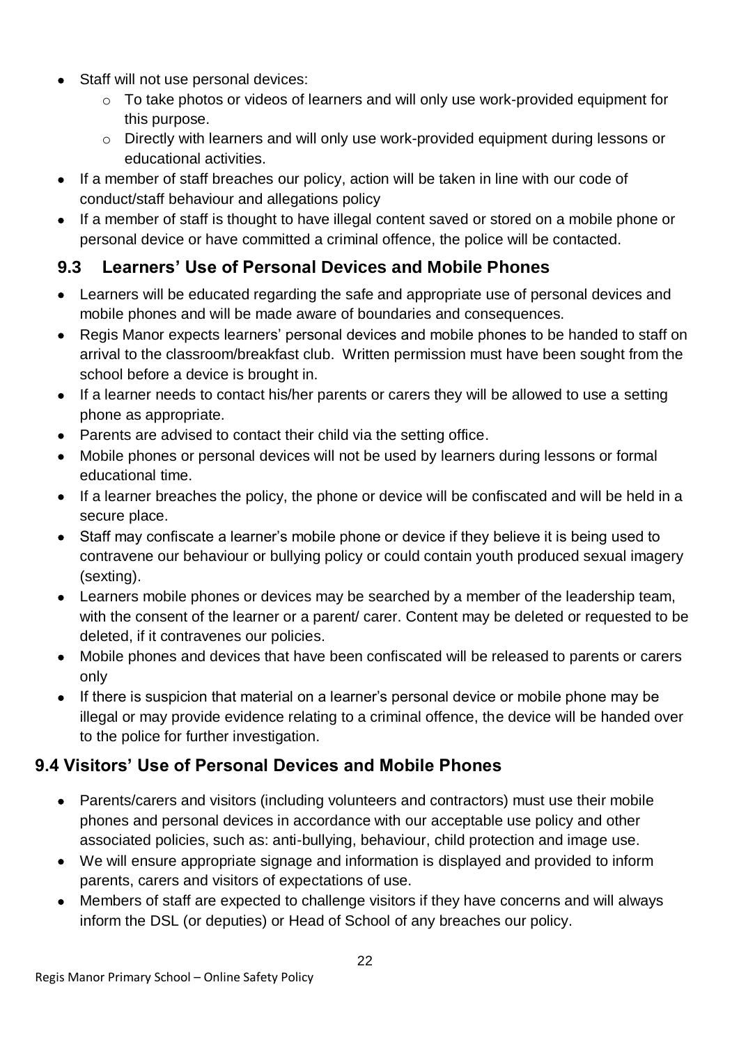- Staff will not use personal devices:
  - To take photos or videos of learners and will only use work-provided equipment for this purpose.
  - Directly with learners and will only use work-provided equipment during lessons or educational activities.
- If a member of staff breaches our policy, action will be taken in line with our code of conduct/staff behaviour and allegations policy
- If a member of staff is thought to have illegal content saved or stored on a mobile phone or personal device or have committed a criminal offence, the police will be contacted.

## 9.3 Learners' Use of Personal Devices and Mobile Phones

- Learners will be educated regarding the safe and appropriate use of personal devices and mobile phones and will be made aware of boundaries and consequences.
- Regis Manor expects learners' personal devices and mobile phones to be handed to staff on arrival to the classroom/breakfast club. Written permission must have been sought from the school before a device is brought in.
- If a learner needs to contact his/her parents or carers they will be allowed to use a setting phone as appropriate.
- Parents are advised to contact their child via the setting office.
- Mobile phones or personal devices will not be used by learners during lessons or formal educational time.
- If a learner breaches the policy, the phone or device will be confiscated and will be held in a secure place.
- Staff may confiscate a learner's mobile phone or device if they believe it is being used to contravene our behaviour or bullying policy or could contain youth produced sexual imagery (sexting).
- Learners mobile phones or devices may be searched by a member of the leadership team, with the consent of the learner or a parent/ carer. Content may be deleted or requested to be deleted, if it contravenes our policies.
- Mobile phones and devices that have been confiscated will be released to parents or carers only
- If there is suspicion that material on a learner's personal device or mobile phone may be illegal or may provide evidence relating to a criminal offence, the device will be handed over to the police for further investigation.

## 9.4 Visitors' Use of Personal Devices and Mobile Phones

- Parents/carers and visitors (including volunteers and contractors) must use their mobile phones and personal devices in accordance with our acceptable use policy and other associated policies, such as: anti-bullying, behaviour, child protection and image use.
- We will ensure appropriate signage and information is displayed and provided to inform parents, carers and visitors of expectations of use.
- Members of staff are expected to challenge visitors if they have concerns and will always inform the DSL (or deputies) or Head of School of any breaches our policy.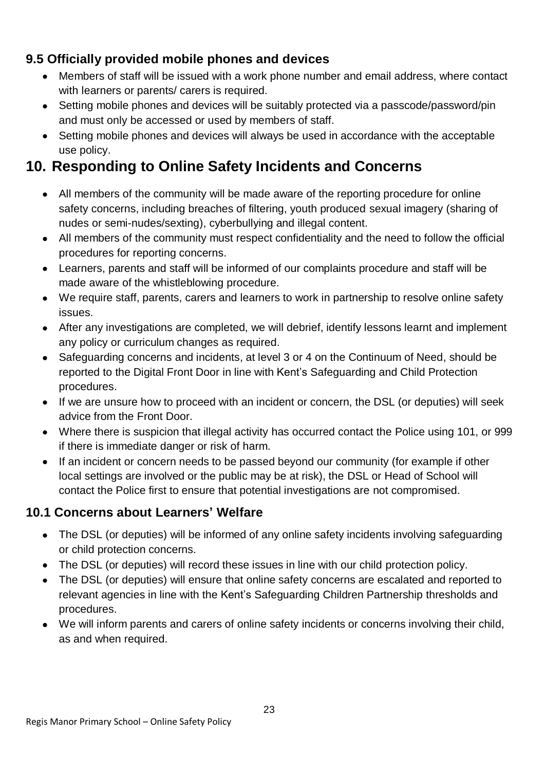### 9.5 Officially provided mobile phones and devices

- Members of staff will be issued with a work phone number and email address, where contact with learners or parents/ carers is required.
- Setting mobile phones and devices will be suitably protected via a passcode/password/pin and must only be accessed or used by members of staff.
- Setting mobile phones and devices will always be used in accordance with the acceptable use policy.

## 10. Responding to Online Safety Incidents and Concerns

- All members of the community will be made aware of the reporting procedure for online safety concerns, including breaches of filtering, youth produced sexual imagery (sharing of nudes or semi-nudes/sexting), cyberbullying and illegal content.
- All members of the community must respect confidentiality and the need to follow the official procedures for reporting concerns.
- Learners, parents and staff will be informed of our complaints procedure and staff will be made aware of the whistleblowing procedure.
- We require staff, parents, carers and learners to work in partnership to resolve online safety issues.
- After any investigations are completed, we will debrief, identify lessons learnt and implement any policy or curriculum changes as required.
- Safeguarding concerns and incidents, at level 3 or 4 on the Continuum of Need, should be reported to the Digital Front Door in line with Kent's Safeguarding and Child Protection procedures.
- If we are unsure how to proceed with an incident or concern, the DSL (or deputies) will seek advice from the Front Door.
- Where there is suspicion that illegal activity has occurred contact the Police using 101, or 999 if there is immediate danger or risk of harm.
- If an incident or concern needs to be passed beyond our community (for example if other local settings are involved or the public may be at risk), the DSL or Head of School will contact the Police first to ensure that potential investigations are not compromised.

### 10.1 Concerns about Learners' Welfare

- The DSL (or deputies) will be informed of any online safety incidents involving safeguarding or child protection concerns.
- The DSL (or deputies) will record these issues in line with our child protection policy.
- The DSL (or deputies) will ensure that online safety concerns are escalated and reported to relevant agencies in line with the Kent's Safeguarding Children Partnership thresholds and procedures.
- We will inform parents and carers of online safety incidents or concerns involving their child, as and when required.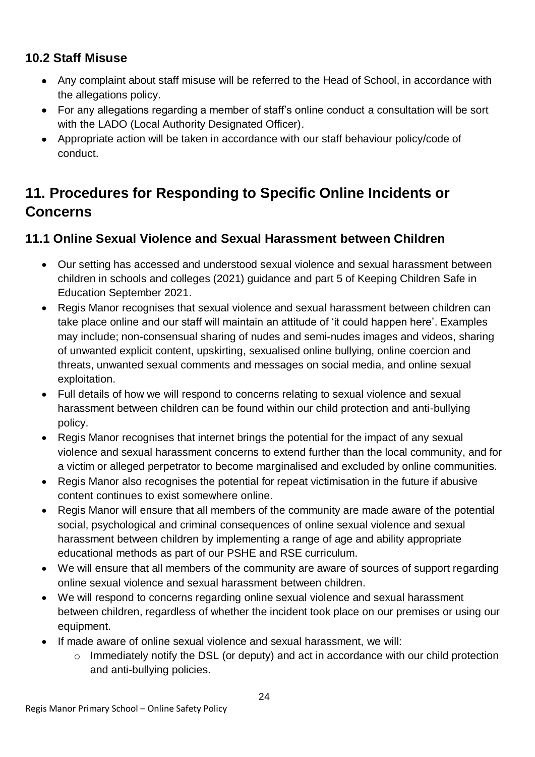### 10.2 Staff Misuse

- Any complaint about staff misuse will be referred to the Head of School, in accordance with the allegations policy.
- For any allegations regarding a member of staff's online conduct a consultation will be sort with the LADO (Local Authority Designated Officer).
- Appropriate action will be taken in accordance with our staff behaviour policy/code of conduct.

## 11. Procedures for Responding to Specific Online Incidents or Concerns

### 11.1 Online Sexual Violence and Sexual Harassment between Children

- Our setting has accessed and understood sexual violence and sexual harassment between children in schools and colleges (2021) guidance and part 5 of Keeping Children Safe in Education September 2021.
- Regis Manor recognises that sexual violence and sexual harassment between children can take place online and our staff will maintain an attitude of 'it could happen here'. Examples may include; non-consensual sharing of nudes and semi-nudes images and videos, sharing of unwanted explicit content, upskirting, sexualised online bullying, online coercion and threats, unwanted sexual comments and messages on social media, and online sexual exploitation.
- Full details of how we will respond to concerns relating to sexual violence and sexual harassment between children can be found within our child protection and anti-bullying policy.
- Regis Manor recognises that internet brings the potential for the impact of any sexual violence and sexual harassment concerns to extend further than the local community, and for a victim or alleged perpetrator to become marginalised and excluded by online communities.
- Regis Manor also recognises the potential for repeat victimisation in the future if abusive content continues to exist somewhere online.
- Regis Manor will ensure that all members of the community are made aware of the potential social, psychological and criminal consequences of online sexual violence and sexual harassment between children by implementing a range of age and ability appropriate educational methods as part of our PSHE and RSE curriculum.
- We will ensure that all members of the community are aware of sources of support regarding online sexual violence and sexual harassment between children.
- We will respond to concerns regarding online sexual violence and sexual harassment between children, regardless of whether the incident took place on our premises or using our equipment.
- If made aware of online sexual violence and sexual harassment, we will:
  - Immediately notify the DSL (or deputy) and act in accordance with our child protection and anti-bullying policies.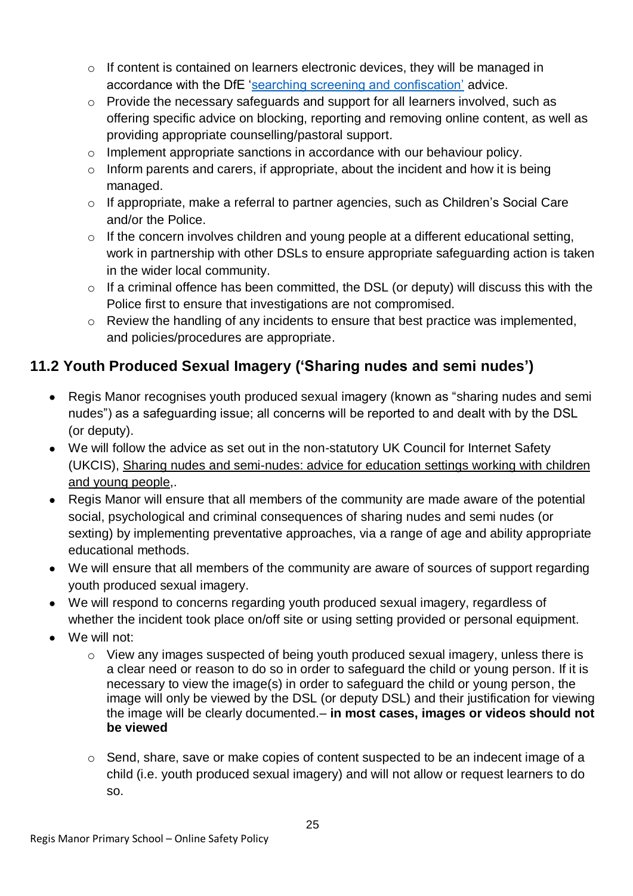- If content is contained on learners electronic devices, they will be managed in accordance with the DfE '[searching screening and confiscation'](#) advice.
  - Provide the necessary safeguards and support for all learners involved, such as offering specific advice on blocking, reporting and removing online content, as well as providing appropriate counselling/pastoral support.
  - Implement appropriate sanctions in accordance with our behaviour policy.
  - Inform parents and carers, if appropriate, about the incident and how it is being managed.
  - If appropriate, make a referral to partner agencies, such as Children's Social Care and/or the Police.
  - If the concern involves children and young people at a different educational setting, work in partnership with other DSLs to ensure appropriate safeguarding action is taken in the wider local community.
  - If a criminal offence has been committed, the DSL (or deputy) will discuss this with the Police first to ensure that investigations are not compromised.
  - Review the handling of any incidents to ensure that best practice was implemented, and policies/procedures are appropriate.

## 11.2 Youth Produced Sexual Imagery ('Sharing nudes and semi nudes')

- Regis Manor recognises youth produced sexual imagery (known as "sharing nudes and semi nudes") as a safeguarding issue; all concerns will be reported to and dealt with by the DSL (or deputy).
- We will follow the advice as set out in the non-statutory UK Council for Internet Safety (UKCIS), Sharing nudes and semi-nudes: advice for education settings working with children and young people,.
- Regis Manor will ensure that all members of the community are made aware of the potential social, psychological and criminal consequences of sharing nudes and semi nudes (or sexting) by implementing preventative approaches, via a range of age and ability appropriate educational methods.
- We will ensure that all members of the community are aware of sources of support regarding youth produced sexual imagery.
- We will respond to concerns regarding youth produced sexual imagery, regardless of whether the incident took place on/off site or using setting provided or personal equipment.
- We will not:
  - View any images suspected of being youth produced sexual imagery, unless there is a clear need or reason to do so in order to safeguard the child or young person. If it is necessary to view the image(s) in order to safeguard the child or young person, the image will only be viewed by the DSL (or deputy DSL) and their justification for viewing the image will be clearly documented.– **in most cases, images or videos should not be viewed**
  - Send, share, save or make copies of content suspected to be an indecent image of a child (i.e. youth produced sexual imagery) and will not allow or request learners to do so.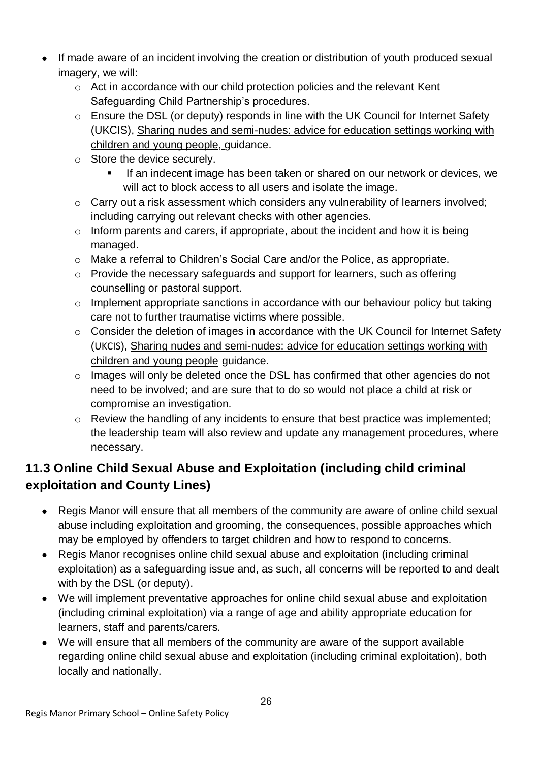- If made aware of an incident involving the creation or distribution of youth produced sexual imagery, we will:
  - Act in accordance with our child protection policies and the relevant Kent Safeguarding Child Partnership's procedures.
  - Ensure the DSL (or deputy) responds in line with the UK Council for Internet Safety (UKCIS), Sharing nudes and semi-nudes: advice for education settings working with children and young people, guidance.
  - Store the device securely.
    - If an indecent image has been taken or shared on our network or devices, we will act to block access to all users and isolate the image.
  - Carry out a risk assessment which considers any vulnerability of learners involved; including carrying out relevant checks with other agencies.
  - Inform parents and carers, if appropriate, about the incident and how it is being managed.
  - Make a referral to Children's Social Care and/or the Police, as appropriate.
  - Provide the necessary safeguards and support for learners, such as offering counselling or pastoral support.
  - Implement appropriate sanctions in accordance with our behaviour policy but taking care not to further traumatise victims where possible.
  - Consider the deletion of images in accordance with the UK Council for Internet Safety (UKCIS), Sharing nudes and semi-nudes: advice for education settings working with children and young people guidance.
  - Images will only be deleted once the DSL has confirmed that other agencies do not need to be involved; and are sure that to do so would not place a child at risk or compromise an investigation.
  - Review the handling of any incidents to ensure that best practice was implemented; the leadership team will also review and update any management procedures, where necessary.

## 11.3 Online Child Sexual Abuse and Exploitation (including child criminal exploitation and County Lines)

- Regis Manor will ensure that all members of the community are aware of online child sexual abuse including exploitation and grooming, the consequences, possible approaches which may be employed by offenders to target children and how to respond to concerns.
- Regis Manor recognises online child sexual abuse and exploitation (including criminal exploitation) as a safeguarding issue and, as such, all concerns will be reported to and dealt with by the DSL (or deputy).
- We will implement preventative approaches for online child sexual abuse and exploitation (including criminal exploitation) via a range of age and ability appropriate education for learners, staff and parents/carers.
- We will ensure that all members of the community are aware of the support available regarding online child sexual abuse and exploitation (including criminal exploitation), both locally and nationally.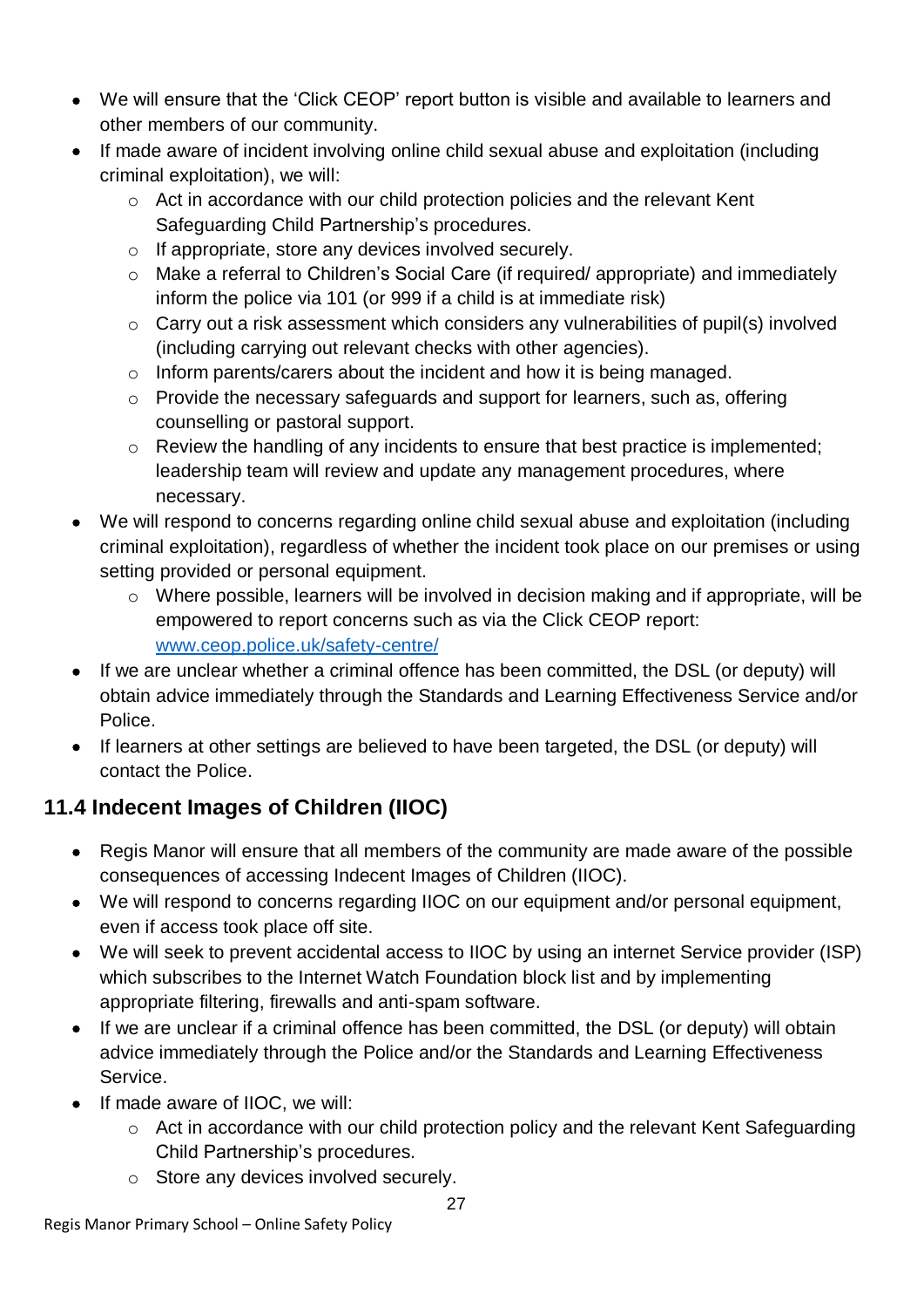- We will ensure that the 'Click CEOP' report button is visible and available to learners and other members of our community.
- If made aware of incident involving online child sexual abuse and exploitation (including criminal exploitation), we will:
  - Act in accordance with our child protection policies and the relevant Kent Safeguarding Child Partnership's procedures.
  - If appropriate, store any devices involved securely.
  - Make a referral to Children's Social Care (if required/ appropriate) and immediately inform the police via 101 (or 999 if a child is at immediate risk)
  - Carry out a risk assessment which considers any vulnerabilities of pupil(s) involved (including carrying out relevant checks with other agencies).
  - Inform parents/carers about the incident and how it is being managed.
  - Provide the necessary safeguards and support for learners, such as, offering counselling or pastoral support.
  - Review the handling of any incidents to ensure that best practice is implemented; leadership team will review and update any management procedures, where necessary.
- We will respond to concerns regarding online child sexual abuse and exploitation (including criminal exploitation), regardless of whether the incident took place on our premises or using setting provided or personal equipment.
  - Where possible, learners will be involved in decision making and if appropriate, will be empowered to report concerns such as via the Click CEOP report: [www.ceop.police.uk/safety-centre/](http://www.ceop.police.uk/safety-centre/)
- If we are unclear whether a criminal offence has been committed, the DSL (or deputy) will obtain advice immediately through the Standards and Learning Effectiveness Service and/or Police.
- If learners at other settings are believed to have been targeted, the DSL (or deputy) will contact the Police.

### 11.4 Indecent Images of Children (IIOC)

- Regis Manor will ensure that all members of the community are made aware of the possible consequences of accessing Indecent Images of Children (IIOC).
- We will respond to concerns regarding IIOC on our equipment and/or personal equipment, even if access took place off site.
- We will seek to prevent accidental access to IIOC by using an internet Service provider (ISP) which subscribes to the Internet Watch Foundation block list and by implementing appropriate filtering, firewalls and anti-spam software.
- If we are unclear if a criminal offence has been committed, the DSL (or deputy) will obtain advice immediately through the Police and/or the Standards and Learning Effectiveness Service.
- If made aware of IIOC, we will:
  - Act in accordance with our child protection policy and the relevant Kent Safeguarding Child Partnership's procedures.
  - Store any devices involved securely.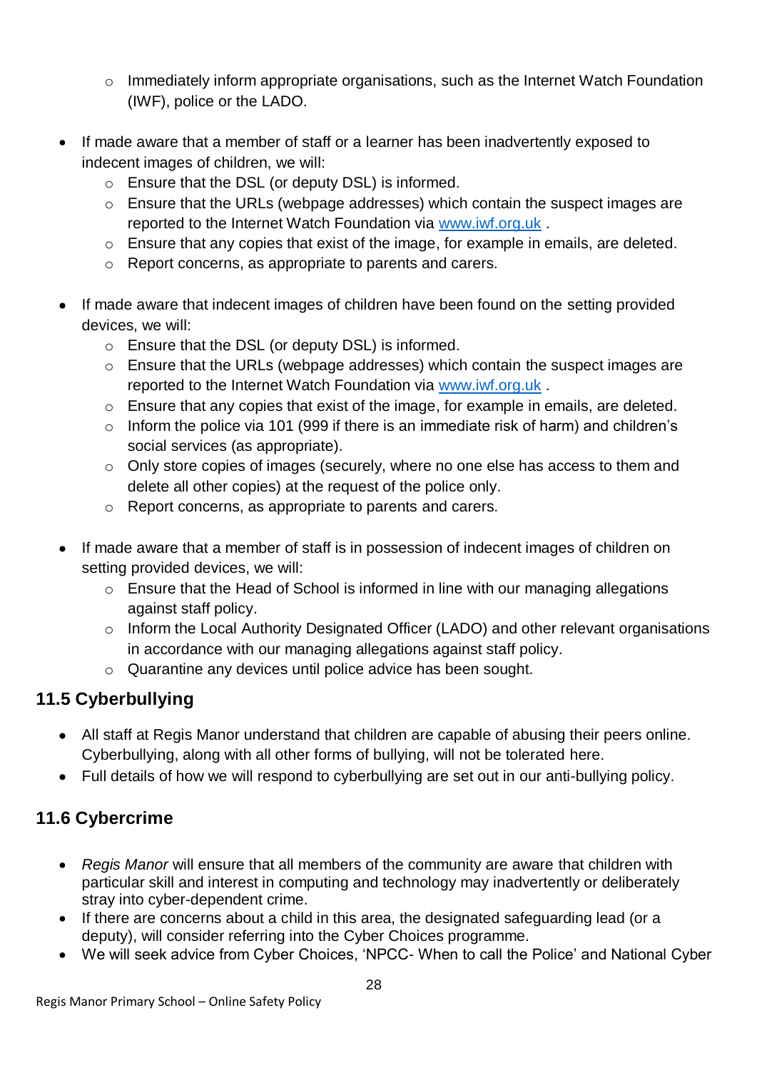- Immediately inform appropriate organisations, such as the Internet Watch Foundation (IWF), police or the LADO.

- If made aware that a member of staff or a learner has been inadvertently exposed to indecent images of children, we will:
    - Ensure that the DSL (or deputy DSL) is informed.
    - Ensure that the URLs (webpage addresses) which contain the suspect images are reported to the Internet Watch Foundation via [www.iwf.org.uk](http://www.iwf.org.uk) .
    - Ensure that any copies that exist of the image, for example in emails, are deleted.
    - Report concerns, as appropriate to parents and carers.

- If made aware that indecent images of children have been found on the setting provided devices, we will:
    - Ensure that the DSL (or deputy DSL) is informed.
    - Ensure that the URLs (webpage addresses) which contain the suspect images are reported to the Internet Watch Foundation via [www.iwf.org.uk](http://www.iwf.org.uk) .
    - Ensure that any copies that exist of the image, for example in emails, are deleted.
    - Inform the police via 101 (999 if there is an immediate risk of harm) and children's social services (as appropriate).
    - Only store copies of images (securely, where no one else has access to them and delete all other copies) at the request of the police only.
    - Report concerns, as appropriate to parents and carers.

- If made aware that a member of staff is in possession of indecent images of children on setting provided devices, we will:
    - Ensure that the Head of School is informed in line with our managing allegations against staff policy.
    - Inform the Local Authority Designated Officer (LADO) and other relevant organisations in accordance with our managing allegations against staff policy.
    - Quarantine any devices until police advice has been sought.

## 11.5 Cyberbullying

- All staff at Regis Manor understand that children are capable of abusing their peers online. Cyberbullying, along with all other forms of bullying, will not be tolerated here.
- Full details of how we will respond to cyberbullying are set out in our anti-bullying policy.

## 11.6 Cybercrime

- *Regis Manor* will ensure that all members of the community are aware that children with particular skill and interest in computing and technology may inadvertently or deliberately stray into cyber-dependent crime.
- If there are concerns about a child in this area, the designated safeguarding lead (or a deputy), will consider referring into the Cyber Choices programme.
- We will seek advice from Cyber Choices, 'NPCC- When to call the Police' and National Cyber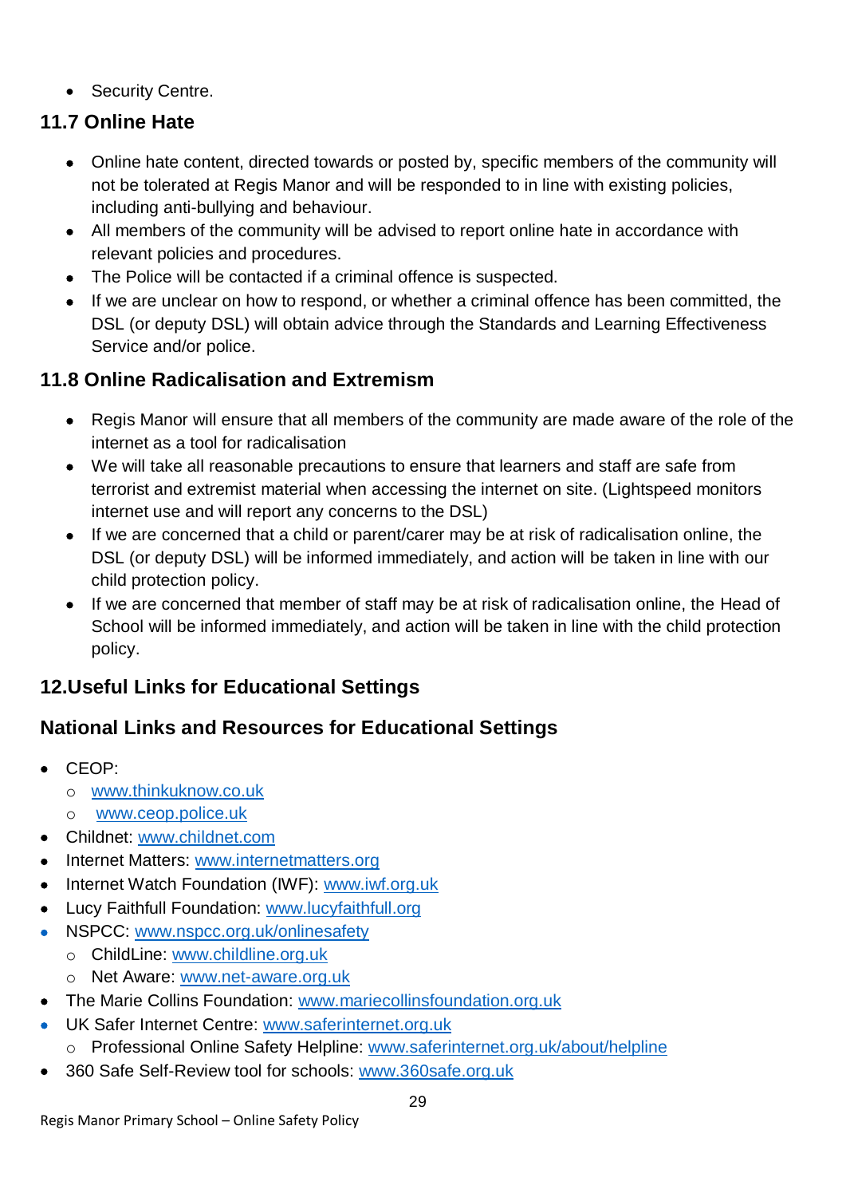- Security Centre.

### 11.7 Online Hate

- Online hate content, directed towards or posted by, specific members of the community will not be tolerated at Regis Manor and will be responded to in line with existing policies, including anti-bullying and behaviour.
- All members of the community will be advised to report online hate in accordance with relevant policies and procedures.
- The Police will be contacted if a criminal offence is suspected.
- If we are unclear on how to respond, or whether a criminal offence has been committed, the DSL (or deputy DSL) will obtain advice through the Standards and Learning Effectiveness Service and/or police.

### 11.8 Online Radicalisation and Extremism

- Regis Manor will ensure that all members of the community are made aware of the role of the internet as a tool for radicalisation
- We will take all reasonable precautions to ensure that learners and staff are safe from terrorist and extremist material when accessing the internet on site. (Lightspeed monitors internet use and will report any concerns to the DSL)
- If we are concerned that a child or parent/carer may be at risk of radicalisation online, the DSL (or deputy DSL) will be informed immediately, and action will be taken in line with our child protection policy.
- If we are concerned that member of staff may be at risk of radicalisation online, the Head of School will be informed immediately, and action will be taken in line with the child protection policy.

## 12.Useful Links for Educational Settings

### National Links and Resources for Educational Settings

- CEOP:
  - www.thinkuknow.co.uk
  - www.ceop.police.uk
- Childnet: www.childnet.com
- Internet Matters: www.internetmatters.org
- Internet Watch Foundation (IWF): www.iwf.org.uk
- Lucy Faithfull Foundation: www.lucyfaithfull.org
- NSPCC: www.nspcc.org.uk/onlinesafety
  - ChildLine: www.childline.org.uk
  - Net Aware: www.net-aware.org.uk
- The Marie Collins Foundation: www.mariecollinsfoundation.org.uk
- UK Safer Internet Centre: www.saferinternet.org.uk
  - Professional Online Safety Helpline: www.saferinternet.org.uk/about/helpline
- 360 Safe Self-Review tool for schools: www.360safe.org.uk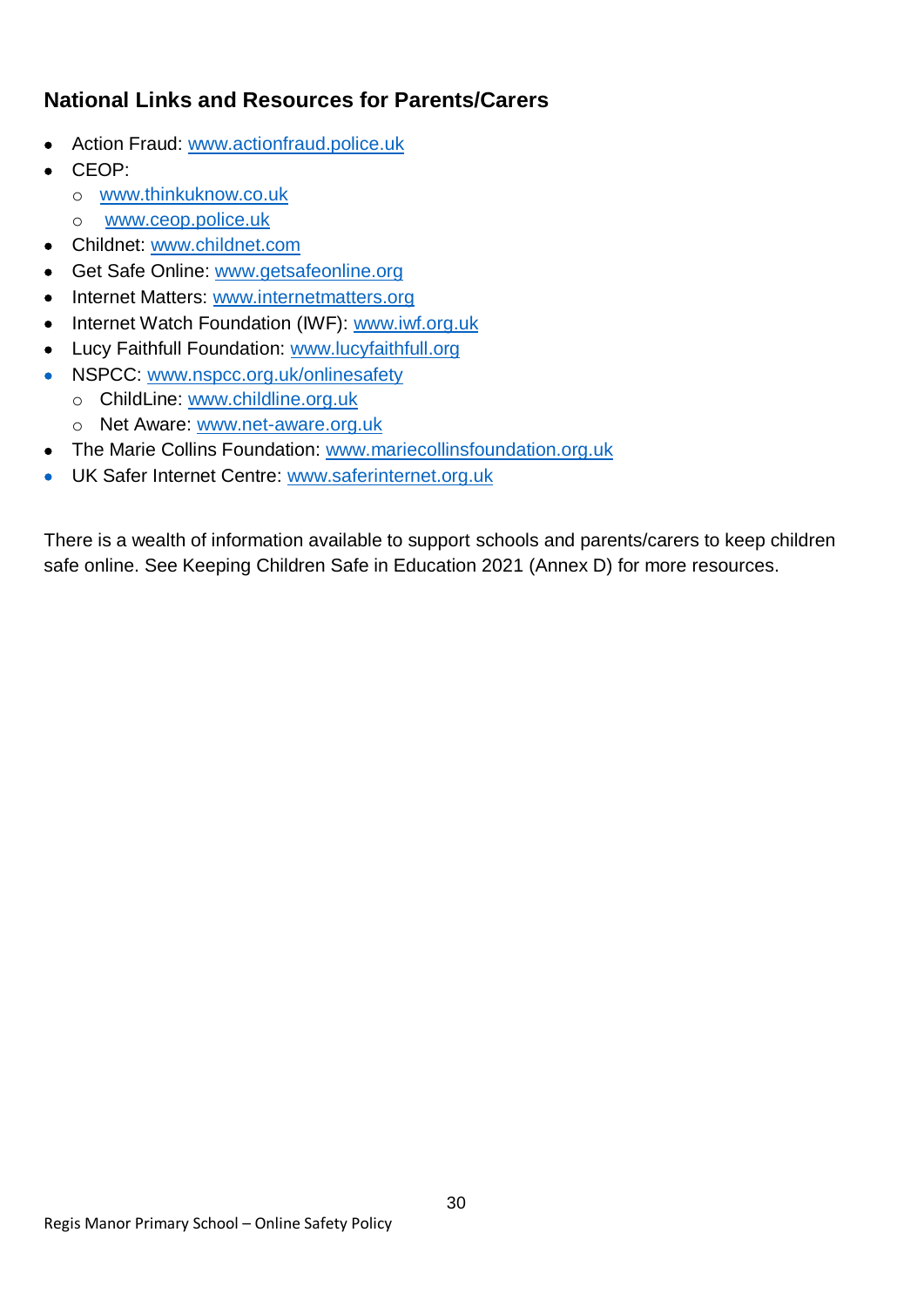## National Links and Resources for Parents/Carers

- Action Fraud: www.actionfraud.police.uk
- CEOP:
  - www.thinkuknow.co.uk
  - www.ceop.police.uk
- Childnet: www.childnet.com
- Get Safe Online: www.getsafeonline.org
- Internet Matters: www.internetmatters.org
- Internet Watch Foundation (IWF): www.iwf.org.uk
- Lucy Faithfull Foundation: www.lucyfaithfull.org
- NSPCC: www.nspcc.org.uk/onlinesafety
  - ChildLine: www.childline.org.uk
  - Net Aware: www.net-aware.org.uk
- The Marie Collins Foundation: www.mariecollinsfoundation.org.uk
- UK Safer Internet Centre: www.saferinternet.org.uk

There is a wealth of information available to support schools and parents/carers to keep children safe online. See Keeping Children Safe in Education 2021 (Annex D) for more resources.